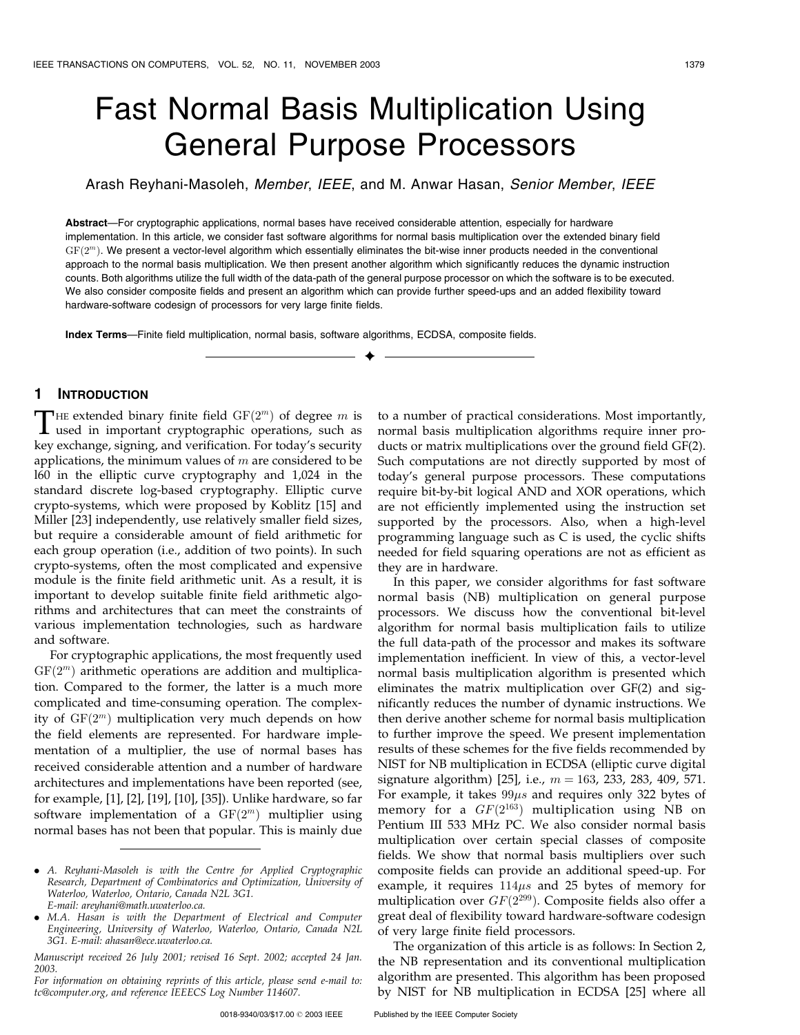# Fast Normal Basis Multiplication Using General Purpose Processors

Arash Reyhani-Masoleh, *Member*, *IEEE*, and M. Anwar Hasan, *Senior Member*, *IEEE*

**Abstract**—For cryptographic applications, normal bases have received considerable attention, especially for hardware implementation. In this article, we consider fast software algorithms for normal basis multiplication over the extended binary field $\mathrm{GF}(2^m)$. We present a vector-level algorithm which essentially eliminates the bit-wise inner products needed in the conventional approach to the normal basis multiplication. We then present another algorithm which significantly reduces the dynamic instruction counts. Both algorithms utilize the full width of the data-path of the general purpose processor on which the software is to be executed. We also consider composite fields and present an algorithm which can provide further speed-ups and an added flexibility toward hardware-software codesign of processors for very large finite fields.

**Index Terms**—Finite field multiplication, normal basis, software algorithms, ECDSA, composite fields.

## 1 Introduction

The extended binary finite field $\mathrm{GF}(2^m)$ of degree $m$ is used in important cryptographic operations, such as key exchange, signing, and verification. For today's security applications, the minimum values of $m$ are considered to be l60 in the elliptic curve cryptography and 1,024 in the standard discrete log-based cryptography. Elliptic curve crypto-systems, which were proposed by Koblitz [15] and Miller [23] independently, use relatively smaller field sizes, but require a considerable amount of field arithmetic for each group operation (i.e., addition of two points). In such crypto-systems, often the most complicated and expensive module is the finite field arithmetic unit. As a result, it is important to develop suitable finite field arithmetic algorithms and architectures that can meet the constraints of various implementation technologies, such as hardware and software.

For cryptographic applications, the most frequently used $\mathrm{GF}(2^m)$ arithmetic operations are addition and multiplication. Compared to the former, the latter is a much more complicated and time-consuming operation. The complexity of $\mathrm{GF}(2^m)$ multiplication very much depends on how the field elements are represented. For hardware implementation of a multiplier, the use of normal bases has received considerable attention and a number of hardware architectures and implementations have been reported (see, for example, [1], [2], [19], [10], [35]). Unlike hardware, so far software implementation of a $\mathrm{GF}(2^m)$ multiplier using normal bases has not been that popular. This is mainly due to a number of practical considerations. Most importantly, normal basis multiplication algorithms require inner products or matrix multiplications over the ground field GF(2). Such computations are not directly supported by most of today's general purpose processors. These computations require bit-by-bit logical AND and XOR operations, which are not efficiently implemented using the instruction set supported by the processors. Also, when a high-level programming language such as C is used, the cyclic shifts needed for field squaring operations are not as efficient as they are in hardware.

In this paper, we consider algorithms for fast software normal basis (NB) multiplication on general purpose processors. We discuss how the conventional bit-level algorithm for normal basis multiplication fails to utilize the full data-path of the processor and makes its software implementation inefficient. In view of this, a vector-level normal basis multiplication algorithm is presented which eliminates the matrix multiplication over GF(2) and significantly reduces the number of dynamic instructions. We then derive another scheme for normal basis multiplication to further improve the speed. We present implementation results of these schemes for the five fields recommended by NIST for NB multiplication in ECDSA (elliptic curve digital signature algorithm) [25], i.e., $m = 163$, 233, 283, 409, 571. For example, it takes $99\mu s$ and requires only 322 bytes of memory for a $GF(2^{163})$ multiplication using NB on Pentium III 533 MHz PC. We also consider normal basis multiplication over certain special classes of composite fields. We show that normal basis multipliers over such composite fields can provide an additional speed-up. For example, it requires $114\mu s$ and 25 bytes of memory for multiplication over $GF(2^{299})$. Composite fields also offer a great deal of flexibility toward hardware-software codesign of very large finite field processors.

The organization of this article is as follows: In Section 2, the NB representation and its conventional multiplication algorithm are presented. This algorithm has been proposed by NIST for NB multiplication in ECDSA [25] where all

---

- *A. Reyhani-Masoleh is with the Centre for Applied Cryptographic Research, Department of Combinatorics and Optimization, University of Waterloo, Waterloo, Ontario, Canada N2L 3G1. E-mail: areyhani@math.uwaterloo.ca.*
- *M.A. Hasan is with the Department of Electrical and Computer Engineering, University of Waterloo, Waterloo, Ontario, Canada N2L 3G1. E-mail: ahasan@ece.uwaterloo.ca.*

*Manuscript received 26 July 2001; revised 16 Sept. 2002; accepted 24 Jan. 2003.*
*For information on obtaining reprints of this article, please send e-mail to: tc@computer.org, and reference IEEECS Log Number 114607.*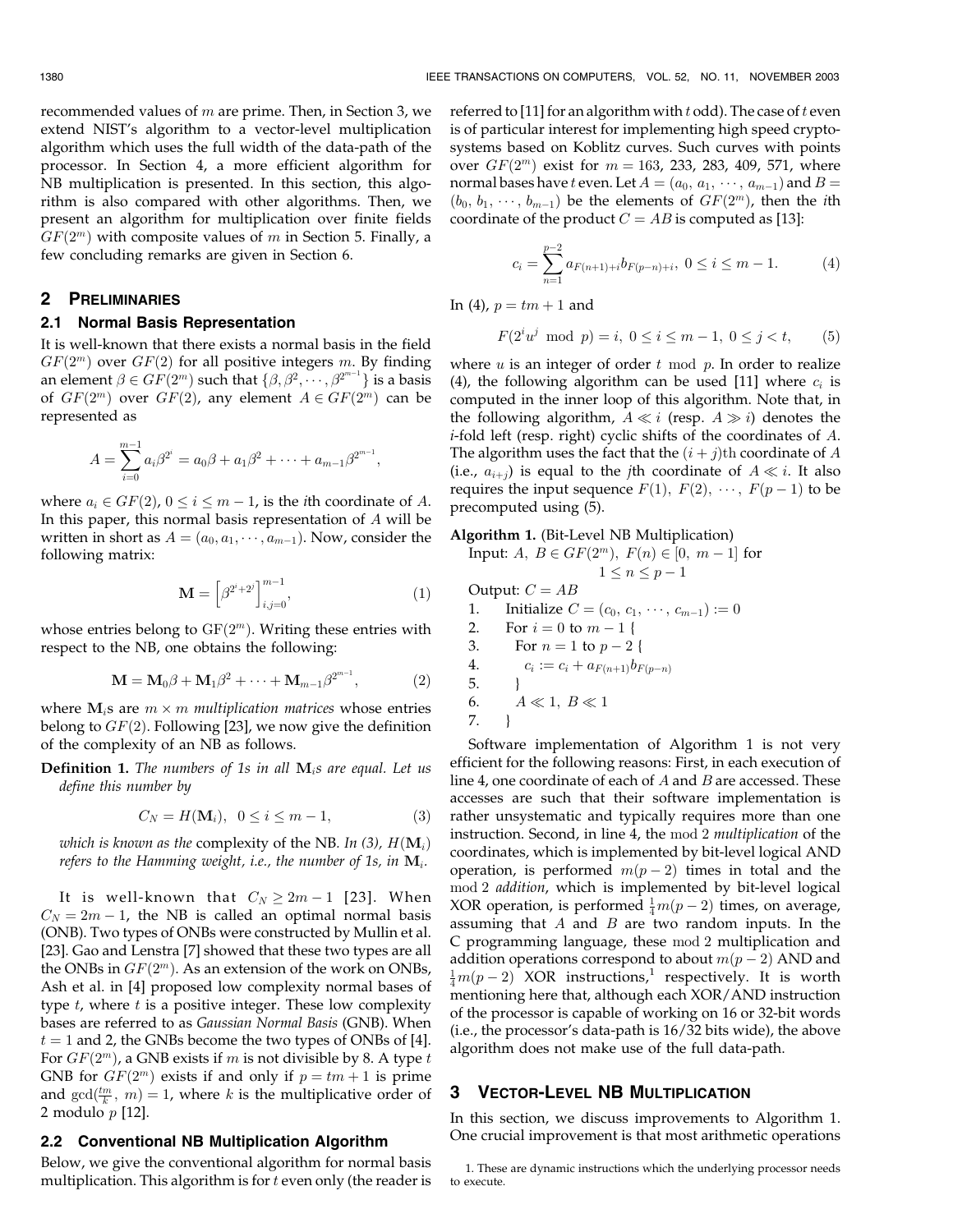recommended values of $m$ are prime. Then, in Section 3, we extend NIST's algorithm to a vector-level multiplication algorithm which uses the full width of the data-path of the processor. In Section 4, a more efficient algorithm for NB multiplication is presented. In this section, this algorithm is also compared with other algorithms. Then, we present an algorithm for multiplication over finite fields $GF(2^m)$ with composite values of $m$ in Section 5. Finally, a few concluding remarks are given in Section 6.

## 2 Preliminaries

### 2.1 Normal Basis Representation

It is well-known that there exists a normal basis in the field $GF(2^m)$ over $GF(2)$ for all positive integers $m$. By finding an element $\beta \in GF(2^m)$ such that $\{\beta, \beta^2, \cdots, \beta^{2^{m-1}}\}$ is a basis of $GF(2^m)$ over $GF(2)$, any element $A \in GF(2^m)$ can be represented as

$$A = \sum_{i=0}^{m-1} a_i \beta^{2^i} = a_0\beta + a_1\beta^2 + \cdots + a_{m-1}\beta^{2^{m-1}},$$

where $a_i \in GF(2)$, $0 \le i \le m-1$, is the $i$th coordinate of $A$. In this paper, this normal basis representation of $A$ will be written in short as $A = (a_0, a_1, \cdots, a_{m-1})$. Now, consider the following matrix:

$$\mathbf{M} = \left[\beta^{2^i+2^j}\right]_{i,j=0}^{m-1}, \tag{1}$$

whose entries belong to GF($2^m$). Writing these entries with respect to the NB, one obtains the following:

$$\mathbf{M} = \mathbf{M}_0\beta + \mathbf{M}_1\beta^2 + \cdots + \mathbf{M}_{m-1}\beta^{2^{m-1}}, \tag{2}$$

where $\mathbf{M}_i$s are $m \times m$ *multiplication matrices* whose entries belong to $GF(2)$. Following [23], we now give the definition of the complexity of an NB as follows.

**Definition 1.** *The numbers of 1s in all $\mathbf{M}_i$s are equal. Let us define this number by*

$$C_N = H(\mathbf{M}_i), \quad 0 \le i \le m-1, \tag{3}$$

*which is known as the* complexity of the NB. *In (3), $H(\mathbf{M}_i)$ refers to the Hamming weight, i.e., the number of 1s, in $\mathbf{M}_i$.*

It is well-known that $C_N \ge 2m-1$ [23]. When $C_N = 2m-1$, the NB is called an optimal normal basis (ONB). Two types of ONBs were constructed by Mullin et al. [23]. Gao and Lenstra [7] showed that these two types are all the ONBs in $GF(2^m)$. As an extension of the work on ONBs, Ash et al. in [4] proposed low complexity normal bases of type $t$, where $t$ is a positive integer. These low complexity bases are referred to as *Gaussian Normal Basis* (GNB). When $t = 1$ and 2, the GNBs become the two types of ONBs of [4]. For $GF(2^m)$, a GNB exists if $m$ is not divisible by 8. A type $t$ GNB for $GF(2^m)$ exists if and only if $p = tm + 1$ is prime and $\gcd(\frac{tm}{k}, m) = 1$, where $k$ is the multiplicative order of 2 modulo $p$ [12].

### 2.2 Conventional NB Multiplication Algorithm

Below, we give the conventional algorithm for normal basis multiplication. This algorithm is for $t$ even only (the reader is referred to [11] for an algorithm with $t$ odd). The case of $t$ even is of particular interest for implementing high speed cryptosystems based on Koblitz curves. Such curves with points over $GF(2^m)$ exist for $m = 163$, 233, 283, 409, 571, where normal bases have $t$ even. Let $A = (a_0, a_1, \cdots, a_{m-1})$ and $B = (b_0, b_1, \cdots, b_{m-1})$ be the elements of $GF(2^m)$, then the $i$th coordinate of the product $C = AB$ is computed as [13]:

$$c_i = \sum_{n=1}^{p-2} a_{F(n+1)+i} b_{F(p-n)+i}, \; 0 \le i \le m-1. \tag{4}$$

In (4), $p = tm + 1$ and

$$F(2^i u^j \bmod p) = i, \; 0 \le i \le m-1, \; 0 \le j < t, \tag{5}$$

where $u$ is an integer of order $t \bmod p$. In order to realize (4), the following algorithm can be used [11] where $c_i$ is computed in the inner loop of this algorithm. Note that, in the following algorithm, $A \lll i$ (resp. $A \ggg i$) denotes the $i$-fold left (resp. right) cyclic shifts of the coordinates of $A$. The algorithm uses the fact that the $(i+j)$th coordinate of $A$ (i.e., $a_{i+j}$) is equal to the $j$th coordinate of $A \lll i$. It also requires the input sequence $F(1)$, $F(2)$, $\cdots$, $F(p-1)$ to be precomputed using (5).

**Algorithm 1.** (Bit-Level NB Multiplication)

Input: $A$, $B \in GF(2^m)$, $F(n) \in [0, m-1]$ for $1 \le n \le p-1$

Output: $C = AB$

1. Initialize $C = (c_0, c_1, \cdots, c_{m-1}) := 0$
2. For $i = 0$ to $m-1$ {
3. For $n = 1$ to $p-2$ {
4. $c_i := c_i + a_{F(n+1)} b_{F(p-n)}$
5. }
6. $A \lll 1$, $B \lll 1$
7. }

Software implementation of Algorithm 1 is not very efficient for the following reasons: First, in each execution of line 4, one coordinate of each of $A$ and $B$ are accessed. These accesses are such that their software implementation is rather unsystematic and typically requires more than one instruction. Second, in line 4, the mod 2 *multiplication* of the coordinates, which is implemented by bit-level logical AND operation, is performed $m(p-2)$ times in total and the mod 2 *addition*, which is implemented by bit-level logical XOR operation, is performed $\frac{1}{4}m(p-2)$ times, on average, assuming that $A$ and $B$ are two random inputs. In the C programming language, these mod 2 multiplication and addition operations correspond to about $m(p-2)$ AND and $\frac{1}{4}m(p-2)$ XOR instructions,[1] respectively. It is worth mentioning here that, although each XOR/AND instruction of the processor is capable of working on 16 or 32-bit words (i.e., the processor's data-path is 16/32 bits wide), the above algorithm does not make use of the full data-path.

## 3 Vector-Level NB Multiplication

In this section, we discuss improvements to Algorithm 1. One crucial improvement is that most arithmetic operations

1. These are dynamic instructions which the underlying processor needs to execute.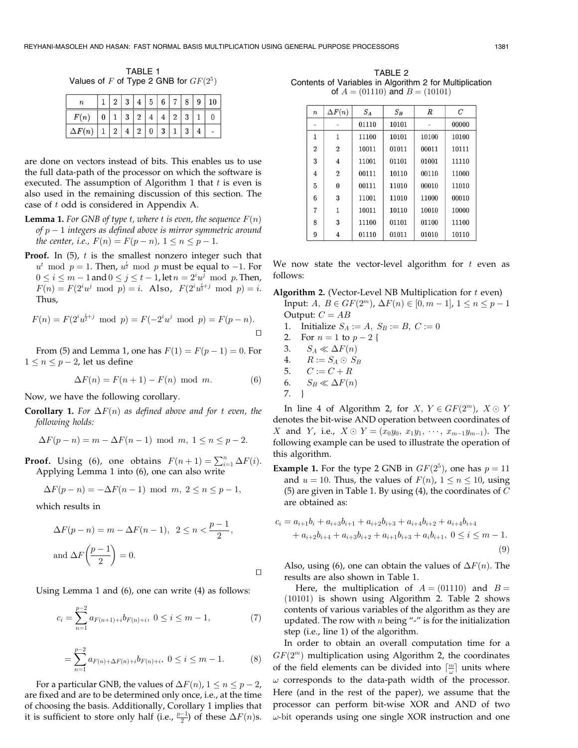TABLE 1
Values of $F$ of Type 2 GNB for $GF(2^5)$

| $n$ | 1 | 2 | 3 | 4 | 5 | 6 | 7 | 8 | 9 | 10 |
|---|---|---|---|---|---|---|---|---|---|---|
| $F(n)$ | 0 | 1 | 3 | 2 | 4 | 4 | 2 | 3 | 1 | 0 |
| $\Delta F(n)$ | 1 | 2 | 4 | 2 | 0 | 3 | 1 | 3 | 4 | - |

are done on vectors instead of bits. This enables us to use the full data-path of the processor on which the software is executed. The assumption of Algorithm 1 that $t$ is even is also used in the remaining discussion of this section. The case of $t$ odd is considered in Appendix A.

**Lemma 1.** *For GNB of type $t$, where $t$ is even, the sequence $F(n)$ of $p-1$ integers as defined above is mirror symmetric around the center, i.e., $F(n) = F(p-n)$, $1 \leq n \leq p-1$.*

**Proof.** In (5), $t$ is the smallest nonzero integer such that $u^t \bmod p = 1$. Then, $u^{\frac{t}{2}} \bmod p$ must be equal to $-1$. For $0 \leq i \leq m-1$ and $0 \leq j \leq t-1$, let $n = 2^i u^j \bmod p$. Then, $F(n) = F(2^i u^j \bmod p) = i$. Also, $F(2^i u^{\frac{t}{2}+j} \bmod p) = i$. Thus,

$$F(n) = F(2^i u^{\frac{t}{2}+j} \bmod p) = F(-2^i u^j \bmod p) = F(p-n).$$

□

From (5) and Lemma 1, one has $F(1) = F(p-1) = 0$. For $1 \leq n \leq p-2$, let us define

$$\Delta F(n) = F(n+1) - F(n) \bmod m. \tag{6}$$

Now, we have the following corollary.

**Corollary 1.** *For $\Delta F(n)$ as defined above and for $t$ even, the following holds:*

$$\Delta F(p-n) = m - \Delta F(n-1) \bmod m, \; 1 \leq n \leq p-2.$$

**Proof.** Using (6), one obtains $F(n+1) = \sum_{i=1}^{n} \Delta F(i)$. Applying Lemma 1 into (6), one can also write

$$\Delta F(p-n) = -\Delta F(n-1) \bmod m, \; 2 \leq n \leq p-1,$$

which results in

$$\Delta F(p-n) = m - \Delta F(n-1), \;\; 2 \leq n < \frac{p-1}{2},$$

$$\text{and } \Delta F\left(\frac{p-1}{2}\right) = 0.$$

□

Using Lemma 1 and (6), one can write (4) as follows:

$$c_i = \sum_{n=1}^{p-2} a_{F(n+1)+i} b_{F(n)+i}, \; 0 \leq i \leq m-1, \tag{7}$$

$$= \sum_{n=1}^{p-2} a_{F(n)+\Delta F(n)+i} b_{F(n)+i}, \; 0 \leq i \leq m-1. \tag{8}$$

For a particular GNB, the values of $\Delta F(n)$, $1 \leq n \leq p-2$, are fixed and are to be determined only once, i.e., at the time of choosing the basis. Additionally, Corollary 1 implies that it is sufficient to store only half (i.e., $\frac{p-1}{2}$) of these $\Delta F(n)$s.

TABLE 2
Contents of Variables in Algorithm 2 for Multiplication of $A = (01110)$ and $B = (10101)$

| $n$ | $\Delta F(n)$ | $S_A$ | $S_B$ | $R$ | $C$ |
|---|---|---|---|---|---|
| - | - | 01110 | 10101 | - | 00000 |
| 1 | 1 | 11100 | 10101 | 10100 | 10100 |
| 2 | 2 | 10011 | 01011 | 00011 | 10111 |
| 3 | 4 | 11001 | 01101 | 01001 | 11110 |
| 4 | 2 | 00111 | 10110 | 00110 | 11000 |
| 5 | 0 | 00111 | 11010 | 00010 | 11010 |
| 6 | 3 | 11001 | 11010 | 11000 | 00010 |
| 7 | 1 | 10011 | 10110 | 10010 | 10000 |
| 8 | 3 | 11100 | 01101 | 01100 | 11100 |
| 9 | 4 | 01110 | 01011 | 01010 | 10110 |

We now state the vector-level algorithm for $t$ even as follows:

**Algorithm 2.** (Vector-Level NB Multiplication for $t$ even)
Input: $A,\, B \in GF(2^m)$, $\Delta F(n) \in [0, m-1]$, $1 \leq n \leq p-1$
Output: $C = AB$

1. Initialize $S_A := A,\; S_B := B,\; C := 0$
2. For $n = 1$ to $p-2$ {
3. $\quad S_A \ll \Delta F(n)$
4. $\quad R := S_A \odot S_B$
5. $\quad C := C + R$
6. $\quad S_B \ll \Delta F(n)$
7. }

In line 4 of Algorithm 2, for $X,\, Y \in GF(2^m)$, $X \odot Y$ denotes the bit-wise AND operation between coordinates of $X$ and $Y$, i.e., $X \odot Y = (x_0 y_0,\, x_1 y_1,\, \cdots,\, x_{m-1} y_{m-1})$. The following example can be used to illustrate the operation of this algorithm.

**Example 1.** For the type 2 GNB in $GF(2^5)$, one has $p = 11$ and $u = 10$. Thus, the values of $F(n)$, $1 \leq n \leq 10$, using (5) are given in Table 1. By using (4), the coordinates of $C$ are obtained as:

$$c_i = a_{i+1}b_i + a_{i+3}b_{i+1} + a_{i+2}b_{i+3} + a_{i+4}b_{i+2} + a_{i+4}b_{i+4} + a_{i+2}b_{i+4} + a_{i+3}b_{i+2} + a_{i+1}b_{i+3} + a_i b_{i+1}, \; 0 \leq i \leq m-1. \tag{9}$$

Also, using (6), one can obtain the values of $\Delta F(n)$. The results are also shown in Table 1.

Here, the multiplication of $A = (01110)$ and $B = (10101)$ is shown using Algorithm 2. Table 2 shows contents of various variables of the algorithm as they are updated. The row with $n$ being "-" is for the initialization step (i.e., line 1) of the algorithm.

In order to obtain an overall computation time for a $GF(2^m)$ multiplication using Algorithm 2, the coordinates of the field elements can be divided into $\lceil \frac{m}{\omega} \rceil$ units where $\omega$ corresponds to the data-path width of the processor. Here (and in the rest of the paper), we assume that the processor can perform bit-wise XOR and AND of two $\omega$-bit operands using one single XOR instruction and one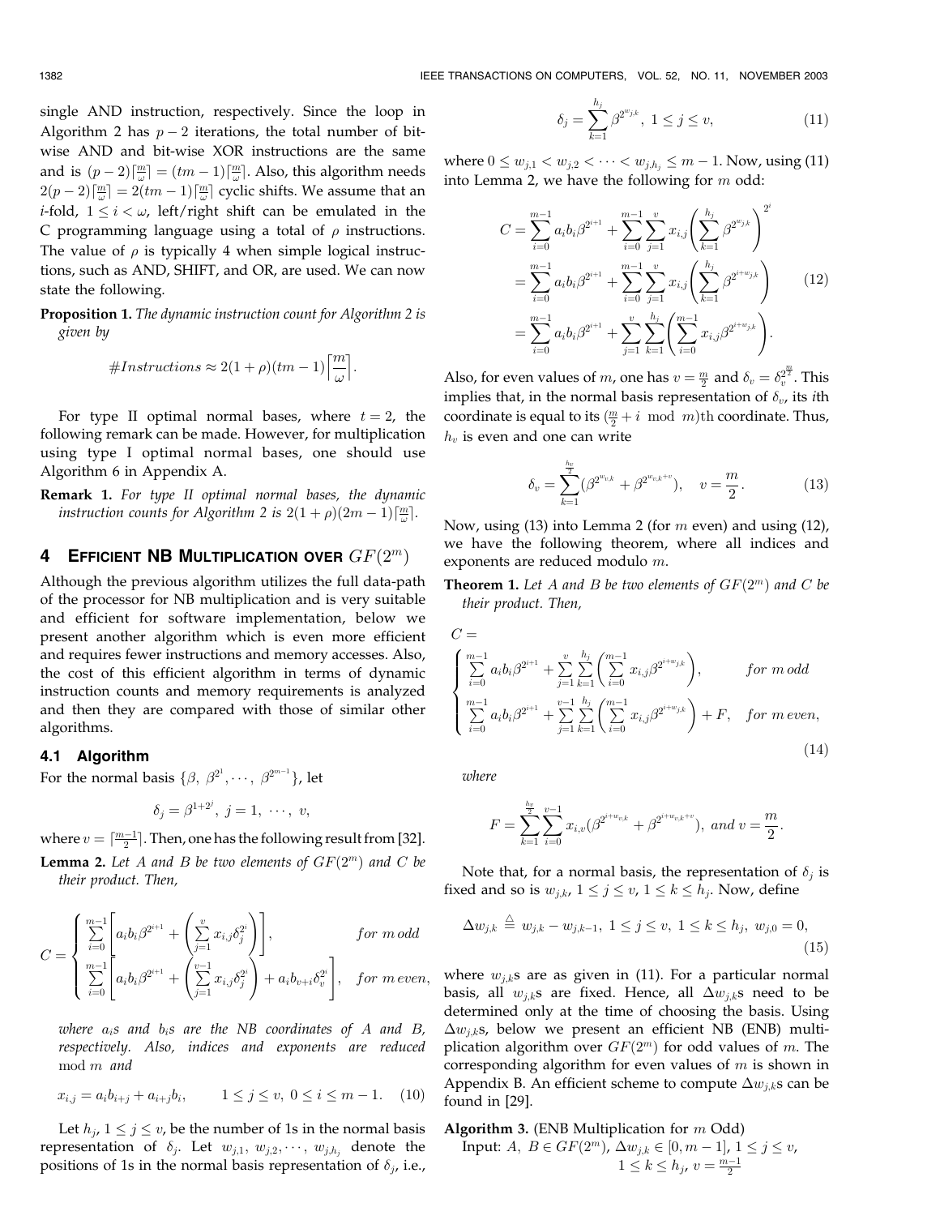single AND instruction, respectively. Since the loop in Algorithm 2 has $p-2$ iterations, the total number of bit-wise AND and bit-wise XOR instructions are the same and is $(p-2)\lceil\frac{m}{\omega}\rceil = (tm-1)\lceil\frac{m}{\omega}\rceil$. Also, this algorithm needs $2(p-2)\lceil\frac{m}{\omega}\rceil = 2(tm-1)\lceil\frac{m}{\omega}\rceil$ cyclic shifts. We assume that an $i$-fold, $1 \leq i < \omega$, left/right shift can be emulated in the C programming language using a total of $\rho$ instructions. The value of $\rho$ is typically 4 when simple logical instructions, such as AND, SHIFT, and OR, are used. We can now state the following.

**Proposition 1.** *The dynamic instruction count for Algorithm 2 is given by*

$$\#Instructions \approx 2(1+\rho)(tm-1)\left\lceil\frac{m}{\omega}\right\rceil.$$

For type II optimal normal bases, where $t = 2$, the following remark can be made. However, for multiplication using type I optimal normal bases, one should use Algorithm 6 in Appendix A.

**Remark 1.** *For type II optimal normal bases, the dynamic instruction counts for Algorithm 2 is* $2(1+\rho)(2m-1)\lceil\frac{m}{\omega}\rceil$.

## 4 Efficient NB Multiplication over $GF(2^m)$

Although the previous algorithm utilizes the full data-path of the processor for NB multiplication and is very suitable and efficient for software implementation, below we present another algorithm which is even more efficient and requires fewer instructions and memory accesses. Also, the cost of this efficient algorithm in terms of dynamic instruction counts and memory requirements is analyzed and then they are compared with those of similar other algorithms.

### 4.1 Algorithm

For the normal basis $\{\beta, \beta^{2^1}, \cdots, \beta^{2^{m-1}}\}$, let

$$\delta_j = \beta^{1+2^j},\ j = 1, \cdots, v,$$

where $v = \lceil\frac{m-1}{2}\rceil$. Then, one has the following result from [32].

**Lemma 2.** *Let $A$ and $B$ be two elements of $GF(2^m)$ and $C$ be their product. Then,*

$$C = \begin{cases} \sum_{i=0}^{m-1}\left[a_i b_i \beta^{2^{i+1}} + \left(\sum_{j=1}^{v} x_{i,j}\delta_j^{2^i}\right)\right], & for\ m\ odd \\ \sum_{i=0}^{m-1}\left[a_i b_i \beta^{2^{i+1}} + \left(\sum_{j=1}^{v-1} x_{i,j}\delta_j^{2^i}\right) + a_i b_{v+i}\delta_v^{2^i}\right], & for\ m\ even, \end{cases}$$

*where $a_i$s and $b_i$s are the NB coordinates of $A$ and $B$, respectively. Also, indices and exponents are reduced* $\bmod\ m$ *and*

$$x_{i,j} = a_i b_{i+j} + a_{i+j} b_i, \qquad 1 \leq j \leq v,\ 0 \leq i \leq m-1. \quad (10)$$

Let $h_j$, $1 \leq j \leq v$, be the number of 1s in the normal basis representation of $\delta_j$. Let $w_{j,1}, w_{j,2}, \cdots, w_{j,h_j}$ denote the positions of 1s in the normal basis representation of $\delta_j$, i.e.,

$$\delta_j = \sum_{k=1}^{h_j} \beta^{2^{w_{j,k}}},\ 1 \leq j \leq v, \quad (11)$$

where $0 \leq w_{j,1} < w_{j,2} < \cdots < w_{j,h_j} \leq m-1$. Now, using (11) into Lemma 2, we have the following for $m$ odd:

$$\begin{aligned} C &= \sum_{i=0}^{m-1} a_i b_i \beta^{2^{i+1}} + \sum_{i=0}^{m-1}\sum_{j=1}^{v} x_{i,j}\left(\sum_{k=1}^{h_j}\beta^{2^{w_{j,k}}}\right)^{2^i} \\ &= \sum_{i=0}^{m-1} a_i b_i \beta^{2^{i+1}} + \sum_{i=0}^{m-1}\sum_{j=1}^{v} x_{i,j}\left(\sum_{k=1}^{h_j}\beta^{2^{i+w_{j,k}}}\right) \\ &= \sum_{i=0}^{m-1} a_i b_i \beta^{2^{i+1}} + \sum_{j=1}^{v}\sum_{k=1}^{h_j}\left(\sum_{i=0}^{m-1} x_{i,j}\beta^{2^{i+w_{j,k}}}\right). \end{aligned} \quad (12)$$

Also, for even values of $m$, one has $v = \frac{m}{2}$ and $\delta_v = \delta_v^{2^{\frac{m}{2}}}$. This implies that, in the normal basis representation of $\delta_v$, its $i$th coordinate is equal to its $(\frac{m}{2} + i \mod m)$th coordinate. Thus, $h_v$ is even and one can write

$$\delta_v = \sum_{k=1}^{\frac{h_v}{2}}(\beta^{2^{w_{v,k}}} + \beta^{2^{w_{v,k}+v}}), \quad v = \frac{m}{2}. \quad (13)$$

Now, using (13) into Lemma 2 (for $m$ even) and using (12), we have the following theorem, where all indices and exponents are reduced modulo $m$.

**Theorem 1.** *Let $A$ and $B$ be two elements of $GF(2^m)$ and $C$ be their product. Then,*

$$C = \begin{cases} \sum_{i=0}^{m-1} a_i b_i \beta^{2^{i+1}} + \sum_{j=1}^{v}\sum_{k=1}^{h_j}\left(\sum_{i=0}^{m-1} x_{i,j}\beta^{2^{i+w_{j,k}}}\right), & for\ m\ odd \\ \sum_{i=0}^{m-1} a_i b_i \beta^{2^{i+1}} + \sum_{j=1}^{v-1}\sum_{k=1}^{h_j}\left(\sum_{i=0}^{m-1} x_{i,j}\beta^{2^{i+w_{j,k}}}\right) + F, & for\ m\ even, \end{cases} \quad (14)$$

*where*

$$F = \sum_{k=1}^{\frac{h_v}{2}}\sum_{i=0}^{v-1} x_{i,v}(\beta^{2^{i+w_{v,k}}} + \beta^{2^{i+w_{v,k}+v}}),\ and\ v = \frac{m}{2}.$$

Note that, for a normal basis, the representation of $\delta_j$ is fixed and so is $w_{j,k}$, $1 \leq j \leq v$, $1 \leq k \leq h_j$. Now, define

$$\Delta w_{j,k} \triangleq w_{j,k} - w_{j,k-1},\ 1 \leq j \leq v,\ 1 \leq k \leq h_j,\ w_{j,0} = 0, \quad (15)$$

where $w_{j,k}$s are as given in (11). For a particular normal basis, all $w_{j,k}$s are fixed. Hence, all $\Delta w_{j,k}$s need to be determined only at the time of choosing the basis. Using $\Delta w_{j,k}$s, below we present an efficient NB (ENB) multiplication algorithm over $GF(2^m)$ for odd values of $m$. The corresponding algorithm for even values of $m$ is shown in Appendix B. An efficient scheme to compute $\Delta w_{j,k}$s can be found in [29].

**Algorithm 3.** (ENB Multiplication for $m$ Odd)
Input: $A, B \in GF(2^m)$, $\Delta w_{j,k} \in [0, m-1]$, $1 \leq j \leq v$, $1 \leq k \leq h_j$, $v = \frac{m-1}{2}$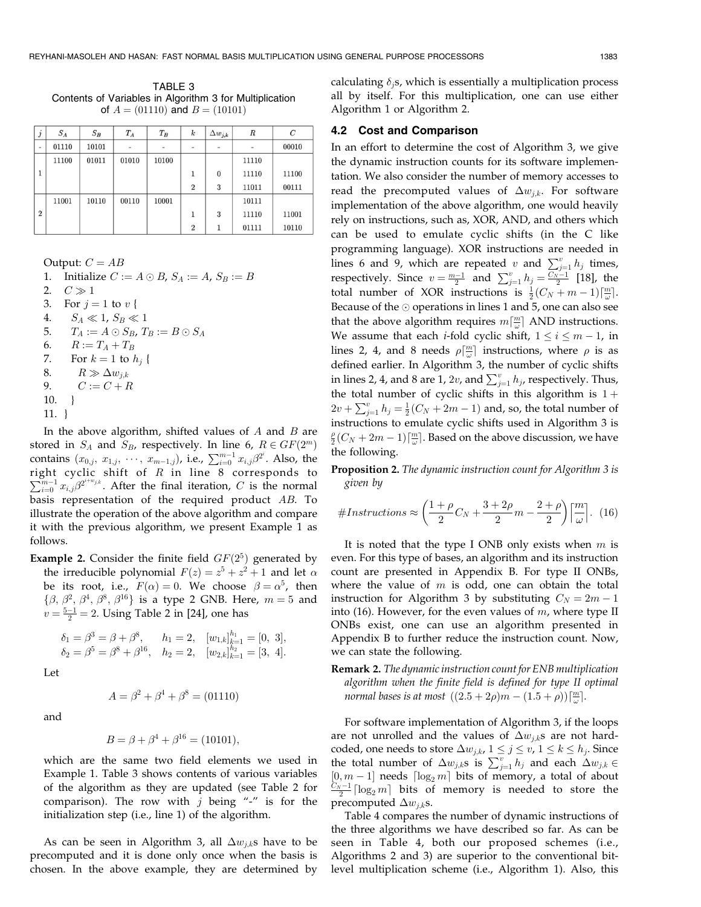TABLE 3
Contents of Variables in Algorithm 3 for Multiplication of $A = (01110)$ and $B = (10101)$

| $j$ | $S_A$ | $S_B$ | $T_A$ | $T_B$ | $k$ | $\Delta w_{j,k}$ | $R$ | $C$ |
|---|---|---|---|---|---|---|---|---|
| - | 01110 | 10101 | - | - | - | - | - | 00010 |
| 1 | 11100 | 01011 | 01010 | 10100 | | | 11110 | |
| | | | | | 1 | 0 | 11110 | 11100 |
| | | | | | 2 | 3 | 11011 | 00111 |
| 2 | 11001 | 10110 | 00110 | 10001 | | | 10111 | |
| | | | | | 1 | 3 | 11110 | 11001 |
| | | | | | 2 | 1 | 01111 | 10110 |

Output: $C = AB$

1. Initialize $C := A \odot B$, $S_A := A$, $S_B := B$
2. $C \gg 1$
3. For $j = 1$ to $v$ {
4. $\quad S_A \ll 1$, $S_B \ll 1$
5. $\quad T_A := A \odot S_B$, $T_B := B \odot S_A$
6. $\quad R := T_A + T_B$
7. $\quad$For $k = 1$ to $h_j$ {
8. $\quad\quad R \gg \Delta w_{j,k}$
9. $\quad\quad C := C + R$
10. $\quad$}
11. }

In the above algorithm, shifted values of $A$ and $B$ are stored in $S_A$ and $S_B$, respectively. In line 6, $R \in GF(2^m)$ contains $(x_{0,j}, x_{1,j}, \cdots, x_{m-1,j})$, i.e., $\sum_{i=0}^{m-1} x_{i,j}\beta^{2^i}$. Also, the right cyclic shift of $R$ in line 8 corresponds to $\sum_{i=0}^{m-1} x_{i,j}\beta^{2^{i+w_{j,k}}}$. After the final iteration, $C$ is the normal basis representation of the required product $AB$. To illustrate the operation of the above algorithm and compare it with the previous algorithm, we present Example 1 as follows.

**Example 2.** Consider the finite field $GF(2^5)$ generated by the irreducible polynomial $F(z) = z^5 + z^2 + 1$ and let $\alpha$ be its root, i.e., $F(\alpha) = 0$. We choose $\beta = \alpha^5$, then $\{\beta, \beta^2, \beta^4, \beta^8, \beta^{16}\}$ is a type 2 GNB. Here, $m = 5$ and $v = \frac{5-1}{2} = 2$. Using Table 2 in [24], one has

$$\delta_1 = \beta^3 = \beta + \beta^8, \quad h_1 = 2, \quad [w_{1,k}]_{k=1}^{h_1} = [0,\ 3],$$
$$\delta_2 = \beta^5 = \beta^8 + \beta^{16}, \quad h_2 = 2, \quad [w_{2,k}]_{k=1}^{h_2} = [3,\ 4].$$

Let

$$A = \beta^2 + \beta^4 + \beta^8 = (01110)$$

and

$$B = \beta + \beta^4 + \beta^{16} = (10101),$$

which are the same two field elements we used in Example 1. Table 3 shows contents of various variables of the algorithm as they are updated (see Table 2 for comparison). The row with $j$ being "-" is for the initialization step (i.e., line 1) of the algorithm.

As can be seen in Algorithm 3, all $\Delta w_{j,k}$s have to be precomputed and it is done only once when the basis is chosen. In the above example, they are determined by calculating $\delta_j$s, which is essentially a multiplication process all by itself. For this multiplication, one can use either Algorithm 1 or Algorithm 2.

### 4.2 Cost and Comparison

In an effort to determine the cost of Algorithm 3, we give the dynamic instruction counts for its software implementation. We also consider the number of memory accesses to read the precomputed values of $\Delta w_{j,k}$. For software implementation of the above algorithm, one would heavily rely on instructions, such as, XOR, AND, and others which can be used to emulate cyclic shifts (in the C like programming language). XOR instructions are needed in lines 6 and 9, which are repeated $v$ and $\sum_{j=1}^{v} h_j$ times, respectively. Since $v = \frac{m-1}{2}$ and $\sum_{j=1}^{v} h_j = \frac{C_N - 1}{2}$ [18], the total number of XOR instructions is $\frac{1}{2}(C_N + m - 1)\lceil\frac{m}{\omega}\rceil$. Because of the $\odot$ operations in lines 1 and 5, one can also see that the above algorithm requires $m\lceil\frac{m}{\omega}\rceil$ AND instructions. We assume that each $i$-fold cyclic shift, $1 \leq i \leq m-1$, in lines 2, 4, and 8 needs $\rho\lceil\frac{m}{\omega}\rceil$ instructions, where $\rho$ is as defined earlier. In Algorithm 3, the number of cyclic shifts in lines 2, 4, and 8 are 1, $2v$, and $\sum_{j=1}^{v} h_j$, respectively. Thus, the total number of cyclic shifts in this algorithm is $1 + 2v + \sum_{j=1}^{v} h_j = \frac{1}{2}(C_N + 2m - 1)$ and, so, the total number of instructions to emulate cyclic shifts used in Algorithm 3 is $\frac{\rho}{2}(C_N + 2m - 1)\lceil\frac{m}{\omega}\rceil$. Based on the above discussion, we have the following.

**Proposition 2.** *The dynamic instruction count for Algorithm 3 is given by*

$$\#Instructions \approx \left(\frac{1+\rho}{2}C_N + \frac{3+2\rho}{2}m - \frac{2+\rho}{2}\right)\left\lceil\frac{m}{\omega}\right\rceil. \quad (16)$$

It is noted that the type I ONB only exists when $m$ is even. For this type of bases, an algorithm and its instruction count are presented in Appendix B. For type II ONBs, where the value of $m$ is odd, one can obtain the total instruction for Algorithm 3 by substituting $C_N = 2m - 1$ into (16). However, for the even values of $m$, where type II ONBs exist, one can use an algorithm presented in Appendix B to further reduce the instruction count. Now, we can state the following.

**Remark 2.** *The dynamic instruction count for ENB multiplication algorithm when the finite field is defined for type II optimal normal bases is at most* $((2.5 + 2\rho)m - (1.5 + \rho))\lceil\frac{m}{\omega}\rceil$.

For software implementation of Algorithm 3, if the loops are not unrolled and the values of $\Delta w_{j,k}$s are not hard-coded, one needs to store $\Delta w_{j,k}$, $1 \leq j \leq v$, $1 \leq k \leq h_j$. Since the total number of $\Delta w_{j,k}$s is $\sum_{j=1}^{v} h_j$ and each $\Delta w_{j,k} \in [0, m-1]$ needs $\lceil\log_2 m\rceil$ bits of memory, a total of about $\frac{C_N - 1}{2}\lceil\log_2 m\rceil$ bits of memory is needed to store the precomputed $\Delta w_{j,k}$s.

Table 4 compares the number of dynamic instructions of the three algorithms we have described so far. As can be seen in Table 4, both our proposed schemes (i.e., Algorithms 2 and 3) are superior to the conventional bit-level multiplication scheme (i.e., Algorithm 1). Also, this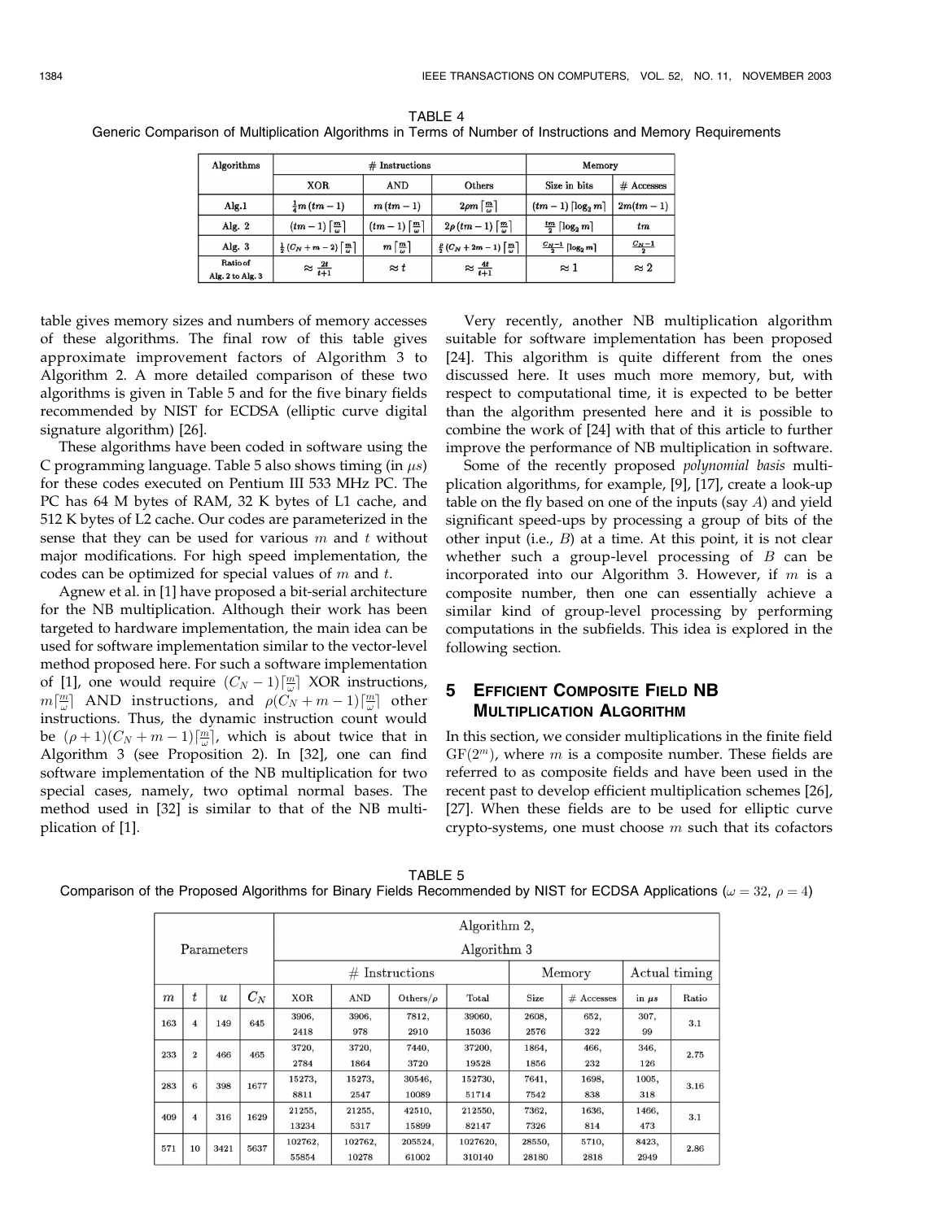TABLE 4
Generic Comparison of Multiplication Algorithms in Terms of Number of Instructions and Memory Requirements

| Algorithms | # Instructions | | | Memory | |
|---|---|---|---|---|---|
| | XOR | AND | Others | Size in bits | # Accesses |
| **Alg.1** | $\frac{1}{4}m(tm-1)$ | $m(tm-1)$ | $2\rho m \lceil \frac{m}{\omega} \rceil$ | $(tm-1)\lceil \log_2 m \rceil$ | $2m(tm-1)$ |
| **Alg. 2** | $(tm-1)\lceil \frac{m}{\omega} \rceil$ | $(tm-1)\lceil \frac{m}{\omega} \rceil$ | $2\rho(tm-1)\lceil \frac{m}{\omega} \rceil$ | $\frac{tm}{2}\lceil \log_2 m \rceil$ | $tm$ |
| **Alg. 3** | $\frac{1}{2}(C_N+m-2)\lceil \frac{m}{\omega} \rceil$ | $m\lceil \frac{m}{\omega} \rceil$ | $\frac{\rho}{2}(C_N+2m-1)\lceil \frac{m}{\omega} \rceil$ | $\frac{C_N-1}{2}\lceil \log_2 m \rceil$ | $\frac{C_N-1}{2}$ |
| **Ratio of Alg. 2 to Alg. 3** | $\approx \frac{2t}{t+1}$ | $\approx t$ | $\approx \frac{4t}{t+1}$ | $\approx 1$ | $\approx 2$ |

table gives memory sizes and numbers of memory accesses of these algorithms. The final row of this table gives approximate improvement factors of Algorithm 3 to Algorithm 2. A more detailed comparison of these two algorithms is given in Table 5 and for the five binary fields recommended by NIST for ECDSA (elliptic curve digital signature algorithm) [26].

These algorithms have been coded in software using the C programming language. Table 5 also shows timing (in $\mu s$) for these codes executed on Pentium III 533 MHz PC. The PC has 64 M bytes of RAM, 32 K bytes of L1 cache, and 512 K bytes of L2 cache. Our codes are parameterized in the sense that they can be used for various $m$ and $t$ without major modifications. For high speed implementation, the codes can be optimized for special values of $m$ and $t$.

Agnew et al. in [1] have proposed a bit-serial architecture for the NB multiplication. Although their work has been targeted to hardware implementation, the main idea can be used for software implementation similar to the vector-level method proposed here. For such a software implementation of [1], one would require $(C_N-1)\lceil \frac{m}{\omega} \rceil$ XOR instructions, $m\lceil \frac{m}{\omega} \rceil$ AND instructions, and $\rho(C_N+m-1)\lceil \frac{m}{\omega} \rceil$ other instructions. Thus, the dynamic instruction count would be $(\rho+1)(C_N+m-1)\lceil \frac{m}{\omega} \rceil$, which is about twice that in Algorithm 3 (see Proposition 2). In [32], one can find software implementation of the NB multiplication for two special cases, namely, two optimal normal bases. The method used in [32] is similar to that of the NB multiplication of [1].

Very recently, another NB multiplication algorithm suitable for software implementation has been proposed [24]. This algorithm is quite different from the ones discussed here. It uses much more memory, but, with respect to computational time, it is expected to be better than the algorithm presented here and it is possible to combine the work of [24] with that of this article to further improve the performance of NB multiplication in software.

Some of the recently proposed *polynomial basis* multiplication algorithms, for example, [9], [17], create a look-up table on the fly based on one of the inputs (say $A$) and yield significant speed-ups by processing a group of bits of the other input (i.e., $B$) at a time. At this point, it is not clear whether such a group-level processing of $B$ can be incorporated into our Algorithm 3. However, if $m$ is a composite number, then one can essentially achieve a similar kind of group-level processing by performing computations in the subfields. This idea is explored in the following section.

## 5 Efficient Composite Field NB Multiplication Algorithm

In this section, we consider multiplications in the finite field $GF(2^m)$, where $m$ is a composite number. These fields are referred to as composite fields and have been used in the recent past to develop efficient multiplication schemes [26], [27]. When these fields are to be used for elliptic curve crypto-systems, one must choose $m$ such that its cofactors

TABLE 5
Comparison of the Proposed Algorithms for Binary Fields Recommended by NIST for ECDSA Applications ($\omega = 32$, $\rho = 4$)

| Parameters | | | | Algorithm 2, Algorithm 3 | | | | | | | |
|---|---|---|---|---|---|---|---|---|---|---|---|
| | | | | # Instructions | | | | Memory | | Actual timing | |
| $m$ | $t$ | $u$ | $C_N$ | XOR | AND | Others/$\rho$ | Total | Size | # Accesses | in $\mu s$ | Ratio |
| 163 | 4 | 149 | 645 | 3906, 2418 | 3906, 978 | 7812, 2910 | 39060, 15036 | 2608, 2576 | 652, 322 | 307, 99 | 3.1 |
| 233 | 2 | 466 | 465 | 3720, 2784 | 3720, 1864 | 7440, 3720 | 37200, 19528 | 1864, 1856 | 466, 232 | 346, 126 | 2.75 |
| 283 | 6 | 398 | 1677 | 15273, 8811 | 15273, 2547 | 30546, 10089 | 152730, 51714 | 7641, 7542 | 1698, 838 | 1005, 318 | 3.16 |
| 409 | 4 | 316 | 1629 | 21255, 13234 | 21255, 5317 | 42510, 15899 | 212550, 82147 | 7362, 7326 | 1636, 814 | 1466, 473 | 3.1 |
| 571 | 10 | 3421 | 5637 | 102762, 55854 | 102762, 10278 | 205524, 61002 | 1027620, 310140 | 28550, 28180 | 5710, 2818 | 8423, 2949 | 2.86 |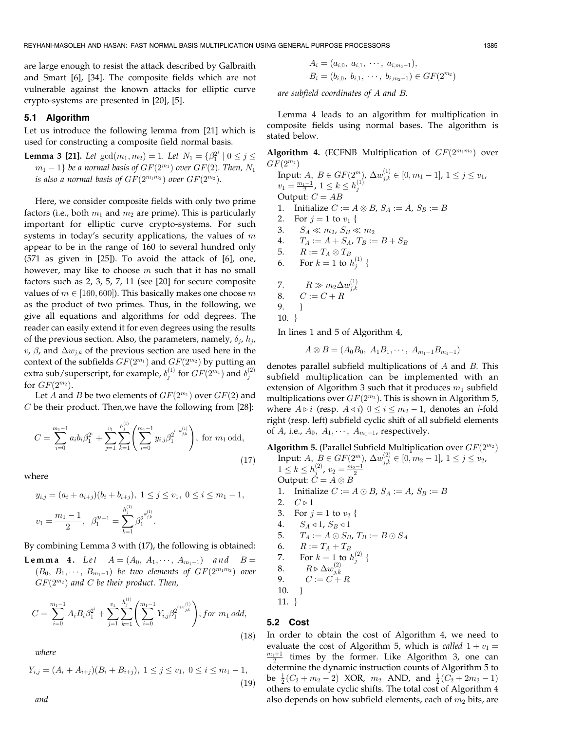are large enough to resist the attack described by Galbraith and Smart [6], [34]. The composite fields which are not vulnerable against the known attacks for elliptic curve crypto-systems are presented in [20], [5].

### 5.1 Algorithm

Let us introduce the following lemma from [21] which is used for constructing a composite field normal basis.

**Lemma 3 [21].** *Let* $\gcd(m_1, m_2) = 1$. *Let* $N_1 = \{\beta_1^{2^j} \mid 0 \le j \le m_1 - 1\}$ *be a normal basis of* $GF(2^{m_1})$ *over* $GF(2)$. *Then,* $N_1$ *is also a normal basis of* $GF(2^{m_1 m_2})$ *over* $GF(2^{m_2})$.

Here, we consider composite fields with only two prime factors (i.e., both $m_1$ and $m_2$ are prime). This is particularly important for elliptic curve crypto-systems. For such systems in today's security applications, the values of $m$ appear to be in the range of 160 to several hundred only (571 as given in [25]). To avoid the attack of [6], one, however, may like to choose $m$ such that it has no small factors such as 2, 3, 5, 7, 11 (see [20] for secure composite values of $m \in [160, 600]$). This basically makes one choose $m$ as the product of two primes. Thus, in the following, we give all equations and algorithms for odd degrees. The reader can easily extend it for even degrees using the results of the previous section. Also, the parameters, namely, $\delta_j$, $h_j$, $v$, $\beta$, and $\Delta w_{j,k}$ of the previous section are used here in the context of the subfields $GF(2^{m_1})$ and $GF(2^{m_2})$ by putting an extra sub/superscript, for example, $\delta_j^{(1)}$ for $GF(2^{m_1})$ and $\delta_j^{(2)}$ for $GF(2^{m_2})$.

Let $A$ and $B$ be two elements of $GF(2^{m_1})$ over $GF(2)$ and $C$ be their product. Then,we have the following from [28]:

$$C = \sum_{i=0}^{m_1-1} a_i b_i \beta_1^{2^i} + \sum_{j=1}^{v_1} \sum_{k=1}^{h_j^{(1)}} \left( \sum_{i=0}^{m_1-1} y_{i,j} \beta_1^{2^{i+w_{j,k}^{(1)}}} \right), \text{ for } m_1 \text{ odd}, \tag{17}$$

where

$$y_{i,j} = (a_i + a_{i+j})(b_i + b_{i+j}),\ 1 \le j \le v_1,\ 0 \le i \le m_1 - 1,$$

$$v_1 = \frac{m_1 - 1}{2},\quad \beta_1^{2^j+1} = \sum_{k=1}^{h_j^{(1)}} \beta_1^{2^{w_{j,k}^{(1)}}}.$$

By combining Lemma 3 with (17), the following is obtained:

**Lemma 4.** *Let* $A = (A_0, A_1, \cdots, A_{m_1-1})$ *and* $B = (B_0, B_1, \cdots, B_{m_1-1})$ *be two elements of* $GF(2^{m_1 m_2})$ *over* $GF(2^{m_2})$ *and* $C$ *be their product. Then,*

$$C = \sum_{i=0}^{m_1-1} A_i B_i \beta_1^{2^i} + \sum_{j=1}^{v_1} \sum_{k=1}^{h_j^{(1)}} \left( \sum_{i=0}^{m_1-1} Y_{i,j} \beta_1^{2^{i+w_{j,k}^{(1)}}} \right), \textit{for } m_1 \textit{ odd}, \tag{18}$$

*where*

$$Y_{i,j} = (A_i + A_{i+j})(B_i + B_{i+j}),\ 1 \le j \le v_1,\ 0 \le i \le m_1 - 1, \tag{19}$$

*and*

$$A_i = (a_{i,0},\ a_{i,1},\ \cdots,\ a_{i,m_2-1}),$$
$$B_i = (b_{i,0},\ b_{i,1},\ \cdots,\ b_{i,m_2-1}) \in GF(2^{m_2})$$

*are subfield coordinates of* $A$ *and* $B$.

Lemma 4 leads to an algorithm for multiplication in composite fields using normal bases. The algorithm is stated below.

**Algorithm 4.** (ECFNB Multiplication of $GF(2^{m_1 m_2})$ over $GF(2^{m_2})$)

Input: $A,\ B \in GF(2^m)$, $\Delta w_{j,k}^{(1)} \in [0, m_1 - 1]$, $1 \le j \le v_1$, $v_1 = \frac{m_1 - 1}{2}$, $1 \le k \le h_j^{(1)}$
Output: $C = AB$

1. Initialize $C := A \otimes B$, $S_A := A$, $S_B := B$
2. For $j = 1$ to $v_1$ {
3. $\quad S_A \ll m_2$, $S_B \ll m_2$
4. $\quad T_A := A + S_A$, $T_B := B + S_B$
5. $\quad R := T_A \otimes T_B$
6. $\quad$ For $k = 1$ to $h_j^{(1)}$ {
7. $\quad\quad R \gg m_2 \Delta w_{j,k}^{(1)}$
8. $\quad C := C + R$
9. $\quad$ }
10. }

In lines 1 and 5 of Algorithm 4,

$$A \otimes B = (A_0 B_0,\ A_1 B_1, \cdots,\ A_{m_1-1} B_{m_1-1})$$

denotes parallel subfield multiplications of $A$ and $B$. This subfield multiplication can be implemented with an extension of Algorithm 3 such that it produces $m_1$ subfield multiplications over $GF(2^{m_2})$. This is shown in Algorithm 5, where $A \triangleright i$ (resp. $A \triangleleft i$) $0 \le i \le m_2 - 1$, denotes an $i$-fold right (resp. left) subfield cyclic shift of all subfield elements of $A$, i.e., $A_0,\ A_1, \cdots,\ A_{m_1-1}$, respectively.

**Algorithm 5.** (Parallel Subfield Multiplication over $GF(2^{m_2})$

Input: $A,\ B \in GF(2^m)$, $\Delta w_{j,k}^{(2)} \in [0, m_2 - 1]$, $1 \le j \le v_2$, $1 \le k \le h_j^{(2)}$, $v_2 = \frac{m_2 - 1}{2}$
Output: $C = A \otimes B$

1. Initialize $C := A \odot B$, $S_A := A$, $S_B := B$
2. $C \triangleright 1$
3. For $j = 1$ to $v_2$ {
4. $\quad S_A \triangleleft 1$, $S_B \triangleleft 1$
5. $\quad T_A := A \odot S_B$, $T_B := B \odot S_A$
6. $\quad R := T_A + T_B$
7. $\quad$ For $k = 1$ to $h_j^{(2)}$ {
8. $\quad\quad R \triangleright \Delta w_{j,k}^{(2)}$
9. $\quad\quad C := C + R$
10. $\quad$ }
11. }

### 5.2 Cost

In order to obtain the cost of Algorithm 4, we need to evaluate the cost of Algorithm 5, which is *called* $1 + v_1 = \frac{m_1 + 1}{2}$ times by the former. Like Algorithm 3, one can determine the dynamic instruction counts of Algorithm 5 to be $\frac{1}{2}(C_2 + m_2 - 2)$ XOR, $m_2$ AND, and $\frac{1}{2}(C_2 + 2m_2 - 1)$ others to emulate cyclic shifts. The total cost of Algorithm 4 also depends on how subfield elements, each of $m_2$ bits, are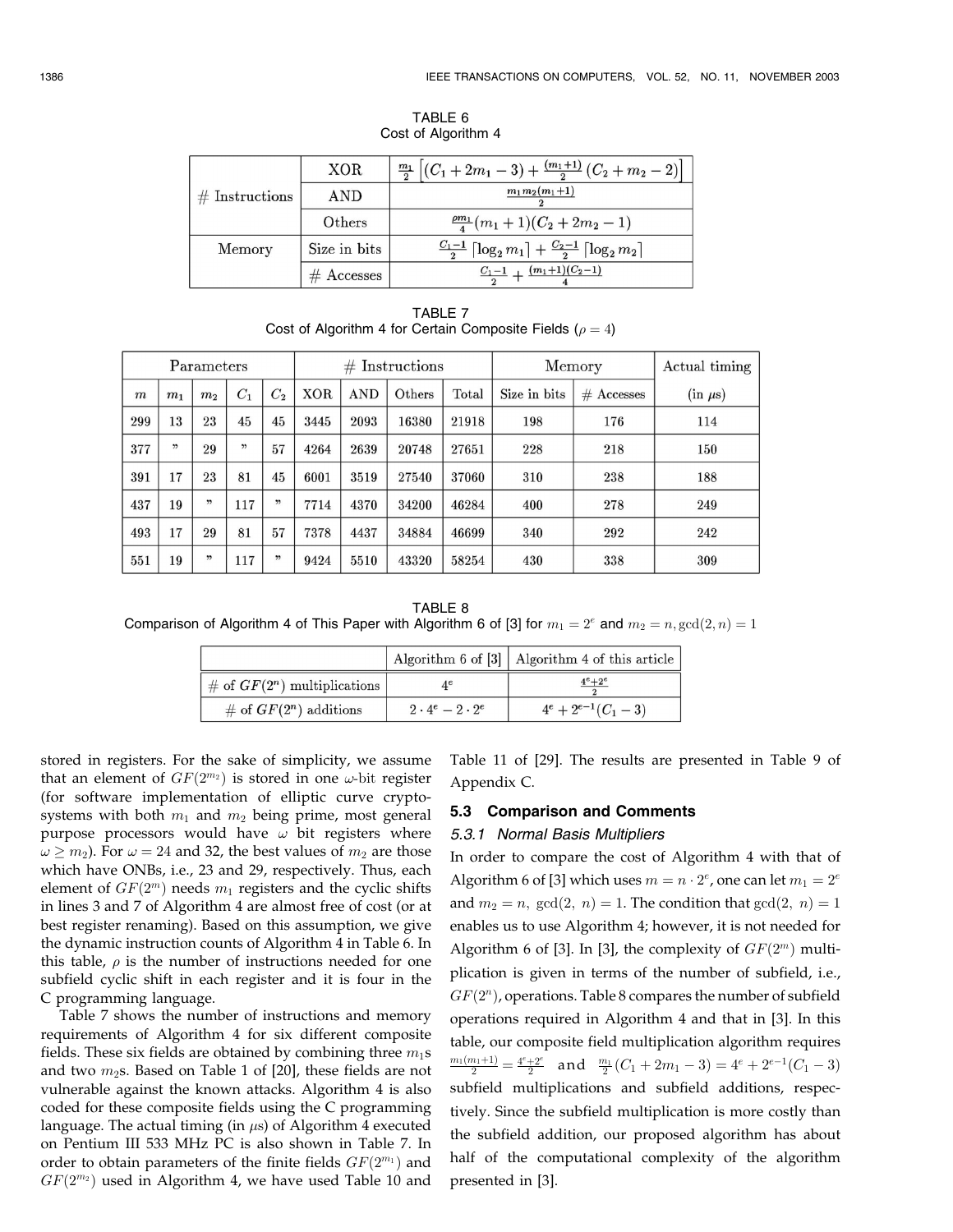TABLE 6
Cost of Algorithm 4

| | | |
|---|---|---|
| # Instructions | XOR | $\frac{m_1}{2}\left[(C_1+2m_1-3)+\frac{(m_1+1)}{2}(C_2+m_2-2)\right]$ |
| | AND | $\frac{m_1 m_2 (m_1+1)}{2}$ |
| | Others | $\frac{\rho m_1}{4}(m_1+1)(C_2+2m_2-1)$ |
| Memory | Size in bits | $\frac{C_1-1}{2}\lceil \log_2 m_1 \rceil + \frac{C_2-1}{2}\lceil \log_2 m_2 \rceil$ |
| | # Accesses | $\frac{C_1-1}{2}+\frac{(m_1+1)(C_2-1)}{4}$ |

TABLE 7
Cost of Algorithm 4 for Certain Composite Fields ($\rho = 4$)

| Parameters | | | | | # Instructions | | | | Memory | | Actual timing |
|---|---|---|---|---|---|---|---|---|---|---|---|
| $m$ | $m_1$ | $m_2$ | $C_1$ | $C_2$ | XOR | AND | Others | Total | Size in bits | # Accesses | (in $\mu s$) |
| 299 | 13 | 23 | 45 | 45 | 3445 | 2093 | 16380 | 21918 | 198 | 176 | 114 |
| 377 | " | 29 | " | 57 | 4264 | 2639 | 20748 | 27651 | 228 | 218 | 150 |
| 391 | 17 | 23 | 81 | 45 | 6001 | 3519 | 27540 | 37060 | 310 | 238 | 188 |
| 437 | 19 | " | 117 | " | 7714 | 4370 | 34200 | 46284 | 400 | 278 | 249 |
| 493 | 17 | 29 | 81 | 57 | 7378 | 4437 | 34884 | 46699 | 340 | 292 | 242 |
| 551 | 19 | " | 117 | " | 9424 | 5510 | 43320 | 58254 | 430 | 338 | 309 |

TABLE 8
Comparison of Algorithm 4 of This Paper with Algorithm 6 of [3] for $m_1 = 2^e$ and $m_2 = n, \gcd(2, n) = 1$

| | Algorithm 6 of [3] | Algorithm 4 of this article |
|---|---|---|
| # of $GF(2^n)$ multiplications | $4^e$ | $\frac{4^e+2^e}{2}$ |
| # of $GF(2^n)$ additions | $2\cdot 4^e - 2\cdot 2^e$ | $4^e + 2^{e-1}(C_1-3)$ |

stored in registers. For the sake of simplicity, we assume that an element of $GF(2^{m_2})$ is stored in one $\omega$-bit register (for software implementation of elliptic curve cryptosystems with both $m_1$ and $m_2$ being prime, most general purpose processors would have $\omega$ bit registers where $\omega \geq m_2$). For $\omega = 24$ and 32, the best values of $m_2$ are those which have ONBs, i.e., 23 and 29, respectively. Thus, each element of $GF(2^m)$ needs $m_1$ registers and the cyclic shifts in lines 3 and 7 of Algorithm 4 are almost free of cost (or at best register renaming). Based on this assumption, we give the dynamic instruction counts of Algorithm 4 in Table 6. In this table, $\rho$ is the number of instructions needed for one subfield cyclic shift in each register and it is four in the C programming language.

Table 7 shows the number of instructions and memory requirements of Algorithm 4 for six different composite fields. These six fields are obtained by combining three $m_1$s and two $m_2$s. Based on Table 1 of [20], these fields are not vulnerable against the known attacks. Algorithm 4 is also coded for these composite fields using the C programming language. The actual timing (in $\mu s$) of Algorithm 4 executed on Pentium III 533 MHz PC is also shown in Table 7. In order to obtain parameters of the finite fields $GF(2^{m_1})$ and $GF(2^{m_2})$ used in Algorithm 4, we have used Table 10 and Table 11 of [29]. The results are presented in Table 9 of Appendix C.

### 5.3 Comparison and Comments

#### 5.3.1 Normal Basis Multipliers

In order to compare the cost of Algorithm 4 with that of Algorithm 6 of [3] which uses $m = n \cdot 2^e$, one can let $m_1 = 2^e$ and $m_2 = n$, $\gcd(2, n) = 1$. The condition that $\gcd(2, n) = 1$ enables us to use Algorithm 4; however, it is not needed for Algorithm 6 of [3]. In [3], the complexity of $GF(2^m)$ multiplication is given in terms of the number of subfield, i.e., $GF(2^n)$, operations. Table 8 compares the number of subfield operations required in Algorithm 4 and that in [3]. In this table, our composite field multiplication algorithm requires $\frac{m_1(m_1+1)}{2} = \frac{4^e+2^e}{2}$ and $\frac{m_1}{2}(C_1+2m_1-3) = 4^e + 2^{e-1}(C_1-3)$ subfield multiplications and subfield additions, respectively. Since the subfield multiplication is more costly than the subfield addition, our proposed algorithm has about half of the computational complexity of the algorithm presented in [3].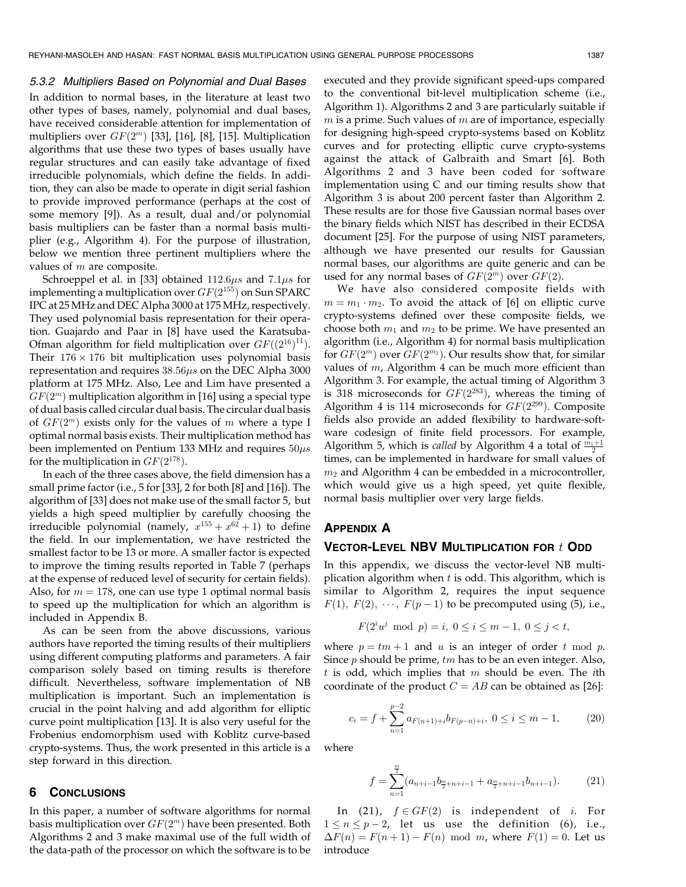### 5.3.2 Multipliers Based on Polynomial and Dual Bases

In addition to normal bases, in the literature at least two other types of bases, namely, polynomial and dual bases, have received considerable attention for implementation of multipliers over $GF(2^m)$ [33], [16], [8], [15]. Multiplication algorithms that use these two types of bases usually have regular structures and can easily take advantage of fixed irreducible polynomials, which define the fields. In addition, they can also be made to operate in digit serial fashion to provide improved performance (perhaps at the cost of some memory [9]). As a result, dual and/or polynomial basis multipliers can be faster than a normal basis multiplier (e.g., Algorithm 4). For the purpose of illustration, below we mention three pertinent multipliers where the values of $m$ are composite.

Schroeppel et al. in [33] obtained $112.6\mu s$ and $7.1\mu s$ for implementing a multiplication over $GF(2^{155})$ on Sun SPARC IPC at 25 MHz and DEC Alpha 3000 at 175 MHz, respectively. They used polynomial basis representation for their operation. Guajardo and Paar in [8] have used the Karatsuba-Ofman algorithm for field multiplication over $GF((2^{16})^{11})$. Their $176 \times 176$ bit multiplication uses polynomial basis representation and requires $38.56\mu s$ on the DEC Alpha 3000 platform at 175 MHz. Also, Lee and Lim have presented a $GF(2^m)$ multiplication algorithm in [16] using a special type of dual basis called circular dual basis. The circular dual basis of $GF(2^m)$ exists only for the values of $m$ where a type I optimal normal basis exists. Their multiplication method has been implemented on Pentium 133 MHz and requires $50\mu s$ for the multiplication in $GF(2^{178})$.

In each of the three cases above, the field dimension has a small prime factor (i.e., 5 for [33], 2 for both [8] and [16]). The algorithm of [33] does not make use of the small factor 5, but yields a high speed multiplier by carefully choosing the irreducible polynomial (namely, $x^{155} + x^{62} + 1$) to define the field. In our implementation, we have restricted the smallest factor to be 13 or more. A smaller factor is expected to improve the timing results reported in Table 7 (perhaps at the expense of reduced level of security for certain fields). Also, for $m = 178$, one can use type 1 optimal normal basis to speed up the multiplication for which an algorithm is included in Appendix B.

As can be seen from the above discussions, various authors have reported the timing results of their multipliers using different computing platforms and parameters. A fair comparison solely based on timing results is therefore difficult. Nevertheless, software implementation of NB multiplication is important. Such an implementation is crucial in the point halving and add algorithm for elliptic curve point multiplication [13]. It is also very useful for the Frobenius endomorphism used with Koblitz curve-based crypto-systems. Thus, the work presented in this article is a step forward in this direction.

## 6 Conclusions

In this paper, a number of software algorithms for normal basis multiplication over $GF(2^m)$ have been presented. Both Algorithms 2 and 3 make maximal use of the full width of the data-path of the processor on which the software is to be executed and they provide significant speed-ups compared to the conventional bit-level multiplication scheme (i.e., Algorithm 1). Algorithms 2 and 3 are particularly suitable if $m$ is a prime. Such values of $m$ are of importance, especially for designing high-speed crypto-systems based on Koblitz curves and for protecting elliptic curve crypto-systems against the attack of Galbraith and Smart [6]. Both Algorithms 2 and 3 have been coded for software implementation using C and our timing results show that Algorithm 3 is about 200 percent faster than Algorithm 2. These results are for those five Gaussian normal bases over the binary fields which NIST has described in their ECDSA document [25]. For the purpose of using NIST parameters, although we have presented our results for Gaussian normal bases, our algorithms are quite generic and can be used for any normal bases of $GF(2^m)$ over $GF(2)$.

We have also considered composite fields with $m = m_1 \cdot m_2$. To avoid the attack of [6] on elliptic curve crypto-systems defined over these composite fields, we choose both $m_1$ and $m_2$ to be prime. We have presented an algorithm (i.e., Algorithm 4) for normal basis multiplication for $GF(2^m)$ over $GF(2^{m_2})$. Our results show that, for similar values of $m$, Algorithm 4 can be much more efficient than Algorithm 3. For example, the actual timing of Algorithm 3 is 318 microseconds for $GF(2^{283})$, whereas the timing of Algorithm 4 is 114 microseconds for $GF(2^{299})$. Composite fields also provide an added flexibility to hardware-software codesign of finite field processors. For example, Algorithm 5, which is *called* by Algorithm 4 a total of $\frac{m_1+1}{2}$ times, can be implemented in hardware for small values of $m_2$ and Algorithm 4 can be embedded in a microcontroller, which would give us a high speed, yet quite flexible, normal basis multiplier over very large fields.

## Appendix A

## Vector-Level NBV Multiplication for $t$ Odd

In this appendix, we discuss the vector-level NB multiplication algorithm when $t$ is odd. This algorithm, which is similar to Algorithm 2, requires the input sequence $F(1),\ F(2),\ \cdots,\ F(p-1)$ to be precomputed using (5), i.e.,

$$F(2^i u^j \bmod p) = i,\ 0 \leq i \leq m-1,\ 0 \leq j < t,$$

where $p = tm + 1$ and $u$ is an integer of order $t \bmod p$. Since $p$ should be prime, $tm$ has to be an even integer. Also, $t$ is odd, which implies that $m$ should be even. The $i$th coordinate of the product $C = AB$ can be obtained as [26]:

$$c_i = f + \sum_{n=1}^{p-2} a_{F(n+1)+i} b_{F(p-n)+i},\ 0 \leq i \leq m-1, \tag{20}$$

where

$$f = \sum_{n=1}^{\frac{m}{2}} (a_{n+i-1} b_{\frac{m}{2}+n+i-1} + a_{\frac{m}{2}+n+i-1} b_{n+i-1}). \tag{21}$$

In (21), $f \in GF(2)$ is independent of $i$. For $1 \leq n \leq p-2$, let us use the definition (6), i.e., $\Delta F(n) = F(n+1) - F(n) \bmod m$, where $F(1) = 0$. Let us introduce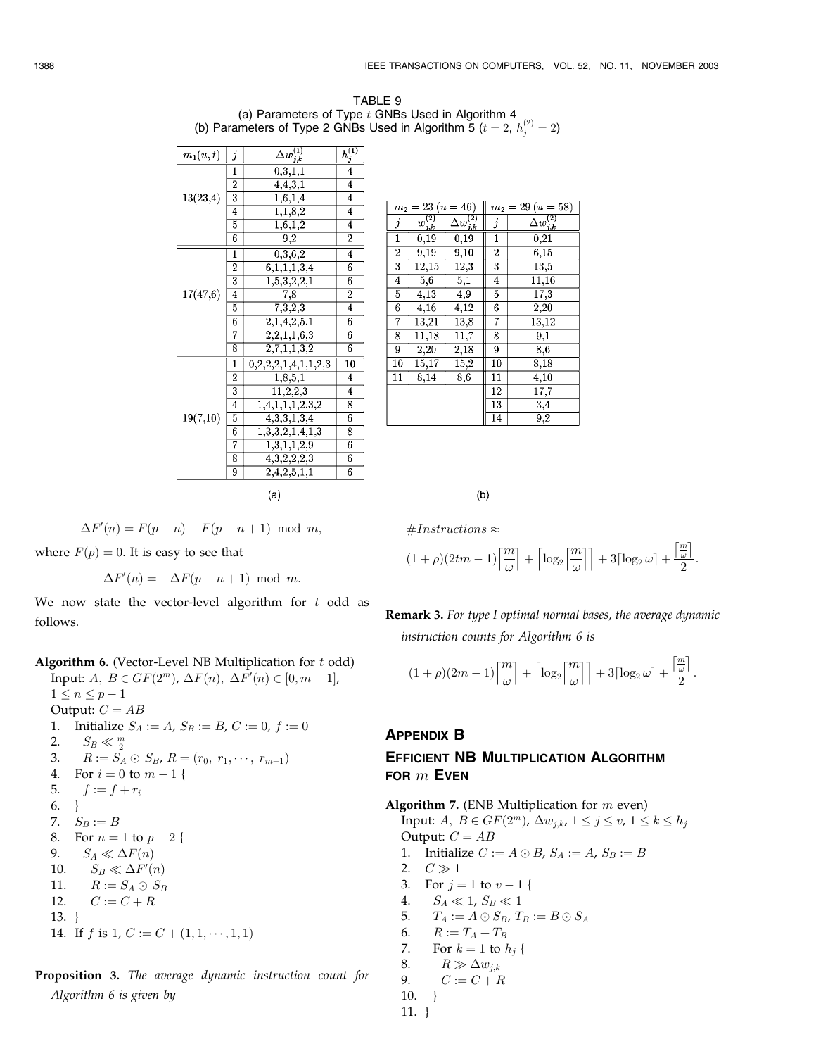TABLE 9
(a) Parameters of Type $t$ GNBs Used in Algorithm 4
(b) Parameters of Type 2 GNBs Used in Algorithm 5 ($t = 2$, $h_j^{(2)} = 2$)

| $m_1(u,t)$ | $j$ | $\Delta w_{j,k}^{(1)}$ | $h_j^{(1)}$ |
|---|---|---|---|
| 13(23,4) | 1 | 0,3,1,1 | 4 |
| | 2 | 4,4,3,1 | 4 |
| | 3 | 1,6,1,4 | 4 |
| | 4 | 1,1,8,2 | 4 |
| | 5 | 1,6,1,2 | 4 |
| | 6 | 9,2 | 2 |
| 17(47,6) | 1 | 0,3,6,2 | 4 |
| | 2 | 6,1,1,1,3,4 | 6 |
| | 3 | 1,5,3,2,2,1 | 6 |
| | 4 | 7,8 | 2 |
| | 5 | 7,3,2,3 | 4 |
| | 6 | 2,1,4,2,5,1 | 6 |
| | 7 | 2,2,1,1,6,3 | 6 |
| | 8 | 2,7,1,1,3,2 | 6 |
| 19(7,10) | 1 | 0,2,2,2,1,4,1,1,2,3 | 10 |
| | 2 | 1,8,5,1 | 4 |
| | 3 | 11,2,2,3 | 4 |
| | 4 | 1,4,1,1,1,2,3,2 | 8 |
| | 5 | 4,3,3,1,3,4 | 6 |
| | 6 | 1,3,3,2,1,4,1,3 | 8 |
| | 7 | 1,3,1,1,2,9 | 6 |
| | 8 | 4,3,2,2,2,3 | 6 |
| | 9 | 2,4,2,5,1,1 | 6 |

(a)

| $m_2 = 23$ $(u = 46)$ | | | $m_2 = 29$ $(u = 58)$ | |
|---|---|---|---|---|
| $j$ | $w_{j,k}^{(2)}$ | $\Delta w_{j,k}^{(2)}$ | $j$ | $\Delta w_{j,k}^{(2)}$ |
| 1 | 0,19 | 0,19 | 1 | 0,21 |
| 2 | 9,19 | 9,10 | 2 | 6,15 |
| 3 | 12,15 | 12,3 | 3 | 13,5 |
| 4 | 5,6 | 5,1 | 4 | 11,16 |
| 5 | 4,13 | 4,9 | 5 | 17,3 |
| 6 | 4,16 | 4,12 | 6 | 2,20 |
| 7 | 13,21 | 13,8 | 7 | 13,12 |
| 8 | 11,18 | 11,7 | 8 | 9,1 |
| 9 | 2,20 | 2,18 | 9 | 8,6 |
| 10 | 15,17 | 15,2 | 10 | 8,18 |
| 11 | 8,14 | 8,6 | 11 | 4,10 |
| | | | 12 | 17,7 |
| | | | 13 | 3,4 |
| | | | 14 | 9,2 |

(b)

$$\Delta F'(n) = F(p-n) - F(p-n+1) \mod m,$$

where $F(p) = 0$. It is easy to see that

$$\Delta F'(n) = -\Delta F(p-n+1) \mod m.$$

We now state the vector-level algorithm for $t$ odd as follows.

**Algorithm 6.** (Vector-Level NB Multiplication for $t$ odd)
Input: $A,\ B \in GF(2^m)$, $\Delta F(n)$, $\Delta F'(n) \in [0, m-1]$, $1 \le n \le p-1$
Output: $C = AB$

1. Initialize $S_A := A$, $S_B := B$, $C := 0$, $f := 0$
2. $\quad S_B \ll \frac{m}{2}$
3. $\quad R := S_A \odot S_B$, $R = (r_0, r_1, \cdots, r_{m-1})$
4. For $i = 0$ to $m-1$ {
5. $\quad f := f + r_i$
6. }
7. $S_B := B$
8. For $n = 1$ to $p-2$ {
9. $\quad S_A \ll \Delta F(n)$
10. $\quad S_B \ll \Delta F'(n)$
11. $\quad R := S_A \odot S_B$
12. $\quad C := C + R$
13. }
14. If $f$ is 1, $C := C + (1, 1, \cdots, 1, 1)$

**Proposition 3.** *The average dynamic instruction count for Algorithm 6 is given by*

$$\#Instructions \approx$$

$$(1+\rho)(2tm-1)\left\lceil\frac{m}{\omega}\right\rceil + \left\lceil\log_2\left\lceil\frac{m}{\omega}\right\rceil\right\rceil + 3\lceil\log_2\omega\rceil + \frac{\left\lceil\frac{m}{\omega}\right\rceil}{2}.$$

**Remark 3.** *For type I optimal normal bases, the average dynamic instruction counts for Algorithm 6 is*

$$(1+\rho)(2m-1)\left\lceil\frac{m}{\omega}\right\rceil + \left\lceil\log_2\left\lceil\frac{m}{\omega}\right\rceil\right\rceil + 3\lceil\log_2\omega\rceil + \frac{\left\lceil\frac{m}{\omega}\right\rceil}{2}.$$

## Appendix B

## Efficient NB Multiplication Algorithm for $m$ Even

**Algorithm 7.** (ENB Multiplication for $m$ even)
Input: $A,\ B \in GF(2^m)$, $\Delta w_{j,k}$, $1 \le j \le v$, $1 \le k \le h_j$
Output: $C = AB$

1. Initialize $C := A \odot B$, $S_A := A$, $S_B := B$
2. $C \gg 1$
3. For $j = 1$ to $v-1$ {
4. $\quad S_A \ll 1$, $S_B \ll 1$
5. $\quad T_A := A \odot S_B$, $T_B := B \odot S_A$
6. $\quad R := T_A + T_B$
7. $\quad$ For $k = 1$ to $h_j$ {
8. $\quad\quad R \gg \Delta w_{j,k}$
9. $\quad\quad C := C + R$
10. $\quad$ }
11. }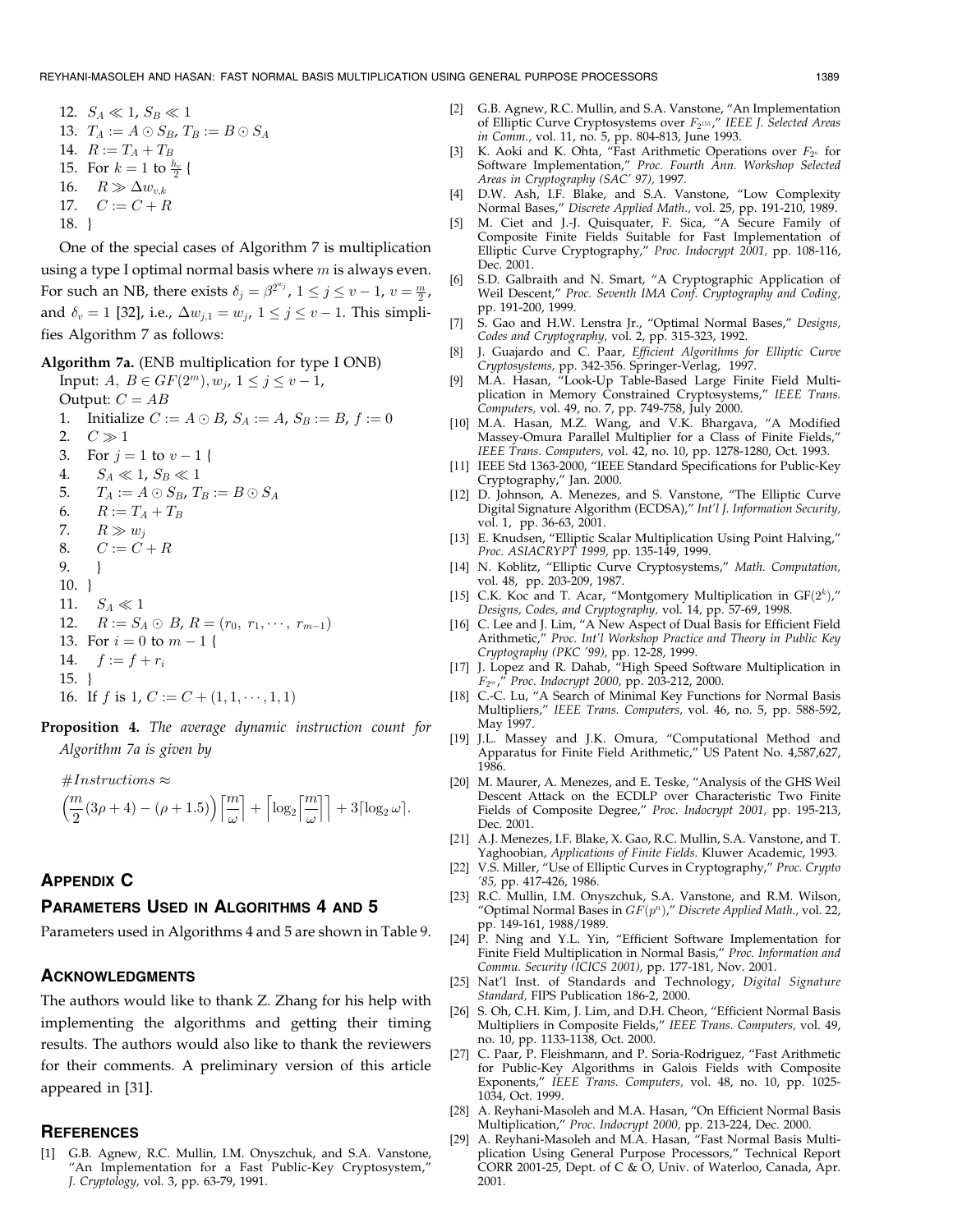12. $S_A \ll 1$, $S_B \ll 1$
13. $T_A := A \odot S_B$, $T_B := B \odot S_A$
14. $R := T_A + T_B$
15. For $k = 1$ to $\frac{h_v}{2}$ {
16. $R \gg \Delta w_{v,k}$
17. $C := C + R$
18. }

One of the special cases of Algorithm 7 is multiplication using a type I optimal normal basis where $m$ is always even. For such an NB, there exists $\delta_j = \beta^{2^{w_j}}$, $1 \leq j \leq v-1$, $v = \frac{m}{2}$, and $\delta_v = 1$ [32], i.e., $\Delta w_{j,1} = w_j$, $1 \leq j \leq v-1$. This simplifies Algorithm 7 as follows:

**Algorithm 7a.** (ENB multiplication for type I ONB)
Input: $A,\ B \in GF(2^m), w_j,\ 1 \leq j \leq v-1$,
Output: $C = AB$
1. Initialize $C := A \odot B$, $S_A := A$, $S_B := B$, $f := 0$
2. $C \gg 1$
3. For $j = 1$ to $v - 1$ {
4. $S_A \ll 1$, $S_B \ll 1$
5. $T_A := A \odot S_B$, $T_B := B \odot S_A$
6. $R := T_A + T_B$
7. $R \gg w_j$
8. $C := C + R$
9. }
10. }
11. $S_A \ll 1$
12. $R := S_A \odot B$, $R = (r_0, r_1, \cdots, r_{m-1})$
13. For $i = 0$ to $m - 1$ {
14. $f := f + r_i$
15. }
16. If $f$ is 1, $C := C + (1, 1, \cdots, 1, 1)$

**Proposition 4.** *The average dynamic instruction count for Algorithm 7a is given by*

$$\#Instructions \approx \left(\frac{m}{2}(3\rho + 4) - (\rho + 1.5)\right)\left\lceil\frac{m}{\omega}\right\rceil + \left\lceil\log_2\left\lceil\frac{m}{\omega}\right\rceil\right\rceil + 3\lceil\log_2 \omega\rceil.$$

## Appendix C

## Parameters Used in Algorithms 4 and 5

Parameters used in Algorithms 4 and 5 are shown in Table 9.

## Acknowledgments

The authors would like to thank Z. Zhang for his help with implementing the algorithms and getting their timing results. The authors would also like to thank the reviewers for their comments. A preliminary version of this article appeared in [31].

## References

[1] G.B. Agnew, R.C. Mullin, I.M. Onyszchuk, and S.A. Vanstone, "An Implementation for a Fast Public-Key Cryptosystem," *J. Cryptology,* vol. 3, pp. 63-79, 1991.

[2] G.B. Agnew, R.C. Mullin, and S.A. Vanstone, "An Implementation of Elliptic Curve Cryptosystems over $F_{2^{155}}$," *IEEE J. Selected Areas in Comm.,* vol. 11, no. 5, pp. 804-813, June 1993.

[3] K. Aoki and K. Ohta, "Fast Arithmetic Operations over $F_{2^n}$ for Software Implementation," *Proc. Fourth Ann. Workshop Selected Areas in Cryptography (SAC' 97),* 1997.

[4] D.W. Ash, I.F. Blake, and S.A. Vanstone, "Low Complexity Normal Bases," *Discrete Applied Math.,* vol. 25, pp. 191-210, 1989.

[5] M. Ciet and J.-J. Quisquater, F. Sica, "A Secure Family of Composite Finite Fields Suitable for Fast Implementation of Elliptic Curve Cryptography," *Proc. Indocrypt 2001,* pp. 108-116, Dec. 2001.

[6] S.D. Galbraith and N. Smart, "A Cryptographic Application of Weil Descent," *Proc. Seventh IMA Conf. Cryptography and Coding,* pp. 191-200, 1999.

[7] S. Gao and H.W. Lenstra Jr., "Optimal Normal Bases," *Designs, Codes and Cryptography,* vol. 2, pp. 315-323, 1992.

[8] J. Guajardo and C. Paar, *Efficient Algorithms for Elliptic Curve Cryptosystems,* pp. 342-356. Springer-Verlag, 1997.

[9] M.A. Hasan, "Look-Up Table-Based Large Finite Field Multiplication in Memory Constrained Cryptosystems," *IEEE Trans. Computers,* vol. 49, no. 7, pp. 749-758, July 2000.

[10] M.A. Hasan, M.Z. Wang, and V.K. Bhargava, "A Modified Massey-Omura Parallel Multiplier for a Class of Finite Fields," *IEEE Trans. Computers,* vol. 42, no. 10, pp. 1278-1280, Oct. 1993.

[11] IEEE Std 1363-2000, "IEEE Standard Specifications for Public-Key Cryptography," Jan. 2000.

[12] D. Johnson, A. Menezes, and S. Vanstone, "The Elliptic Curve Digital Signature Algorithm (ECDSA)," *Int'l J. Information Security,* vol. 1, pp. 36-63, 2001.

[13] E. Knudsen, "Elliptic Scalar Multiplication Using Point Halving," *Proc. ASIACRYPT 1999,* pp. 135-149, 1999.

[14] N. Koblitz, "Elliptic Curve Cryptosystems," *Math. Computation,* vol. 48, pp. 203-209, 1987.

[15] C.K. Koc and T. Acar, "Montgomery Multiplication in GF($2^k$)," *Designs, Codes, and Cryptography,* vol. 14, pp. 57-69, 1998.

[16] C. Lee and J. Lim, "A New Aspect of Dual Basis for Efficient Field Arithmetic," *Proc. Int'l Workshop Practice and Theory in Public Key Cryptography (PKC '99),* pp. 12-28, 1999.

[17] J. Lopez and R. Dahab, "High Speed Software Multiplication in $F_{2^m}$," *Proc. Indocrypt 2000,* pp. 203-212, 2000.

[18] C.-C. Lu, "A Search of Minimal Key Functions for Normal Basis Multipliers," *IEEE Trans. Computers,* vol. 46, no. 5, pp. 588-592, May 1997.

[19] J.L. Massey and J.K. Omura, "Computational Method and Apparatus for Finite Field Arithmetic," US Patent No. 4,587,627, 1986.

[20] M. Maurer, A. Menezes, and E. Teske, "Analysis of the GHS Weil Descent Attack on the ECDLP over Characteristic Two Finite Fields of Composite Degree," *Proc. Indocrypt 2001,* pp. 195-213, Dec. 2001.

[21] A.J. Menezes, I.F. Blake, X. Gao, R.C. Mullin, S.A. Vanstone, and T. Yaghoobian, *Applications of Finite Fields.* Kluwer Academic, 1993.

[22] V.S. Miller, "Use of Elliptic Curves in Cryptography," *Proc. Crypto '85,* pp. 417-426, 1986.

[23] R.C. Mullin, I.M. Onyszchuk, S.A. Vanstone, and R.M. Wilson, "Optimal Normal Bases in $GF(p^n)$," *Discrete Applied Math.,* vol. 22, pp. 149-161, 1988/1989.

[24] P. Ning and Y.L. Yin, "Efficient Software Implementation for Finite Field Multiplication in Normal Basis," *Proc. Information and Commu. Security (ICICS 2001),* pp. 177-181, Nov. 2001.

[25] Nat'l Inst. of Standards and Technology, *Digital Signature Standard,* FIPS Publication 186-2, 2000.

[26] S. Oh, C.H. Kim, J. Lim, and D.H. Cheon, "Efficient Normal Basis Multipliers in Composite Fields," *IEEE Trans. Computers,* vol. 49, no. 10, pp. 1133-1138, Oct. 2000.

[27] C. Paar, P. Fleishmann, and P. Soria-Rodriguez, "Fast Arithmetic for Public-Key Algorithms in Galois Fields with Composite Exponents," *IEEE Trans. Computers,* vol. 48, no. 10, pp. 1025-1034, Oct. 1999.

[28] A. Reyhani-Masoleh and M.A. Hasan, "On Efficient Normal Basis Multiplication," *Proc. Indocrypt 2000,* pp. 213-224, Dec. 2000.

[29] A. Reyhani-Masoleh and M.A. Hasan, "Fast Normal Basis Multiplication Using General Purpose Processors," Technical Report CORR 2001-25, Dept. of C & O, Univ. of Waterloo, Canada, Apr. 2001.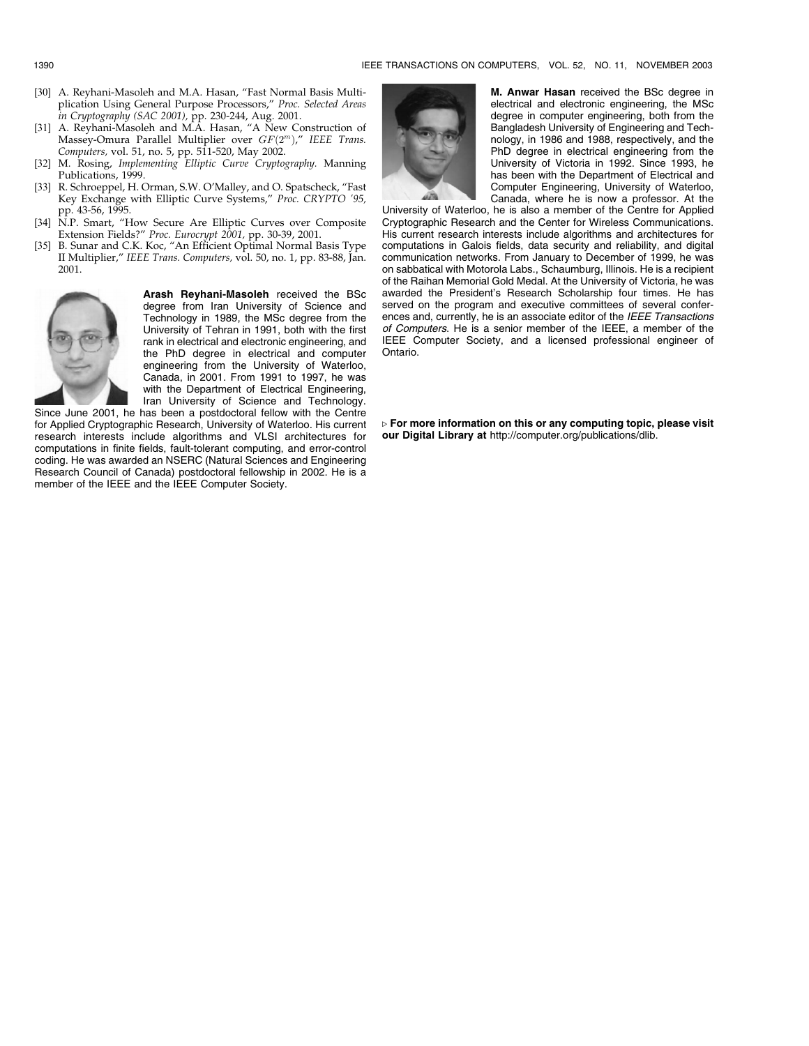[30] A. Reyhani-Masoleh and M.A. Hasan, "Fast Normal Basis Multiplication Using General Purpose Processors," *Proc. Selected Areas in Cryptography (SAC 2001),* pp. 230-244, Aug. 2001.

[31] A. Reyhani-Masoleh and M.A. Hasan, "A New Construction of Massey-Omura Parallel Multiplier over $GF(2^m)$," *IEEE Trans. Computers,* vol. 51, no. 5, pp. 511-520, May 2002.

[32] M. Rosing, *Implementing Elliptic Curve Cryptography.* Manning Publications, 1999.

[33] R. Schroeppel, H. Orman, S.W. O'Malley, and O. Spatscheck, "Fast Key Exchange with Elliptic Curve Systems," *Proc. CRYPTO '95,* pp. 43-56, 1995.

[34] N.P. Smart, "How Secure Are Elliptic Curves over Composite Extension Fields?" *Proc. Eurocrypt 2001,* pp. 30-39, 2001.

[35] B. Sunar and C.K. Koc, "An Efficient Optimal Normal Basis Type II Multiplier," *IEEE Trans. Computers,* vol. 50, no. 1, pp. 83-88, Jan. 2001.

**Arash Reyhani-Masoleh** received the BSc degree from Iran University of Science and Technology in 1989, the MSc degree from the University of Tehran in 1991, both with the first rank in electrical and electronic engineering, and the PhD degree in electrical and computer engineering from the University of Waterloo, Canada, in 2001. From 1991 to 1997, he was with the Department of Electrical Engineering, Iran University of Science and Technology. Since June 2001, he has been a postdoctoral fellow with the Centre for Applied Cryptographic Research, University of Waterloo. His current research interests include algorithms and VLSI architectures for computations in finite fields, fault-tolerant computing, and error-control coding. He was awarded an NSERC (Natural Sciences and Engineering Research Council of Canada) postdoctoral fellowship in 2002. He is a member of the IEEE and the IEEE Computer Society.

**M. Anwar Hasan** received the BSc degree in electrical and electronic engineering, the MSc degree in computer engineering, both from the Bangladesh University of Engineering and Technology, in 1986 and 1988, respectively, and the PhD degree in electrical engineering from the University of Victoria in 1992. Since 1993, he has been with the Department of Electrical and Computer Engineering, University of Waterloo, Canada, where he is now a professor. At the University of Waterloo, he is also a member of the Centre for Applied Cryptographic Research and the Center for Wireless Communications. His current research interests include algorithms and architectures for computations in Galois fields, data security and reliability, and digital communication networks. From January to December of 1999, he was on sabbatical with Motorola Labs., Schaumburg, Illinois. He is a recipient of the Raihan Memorial Gold Medal. At the University of Victoria, he was awarded the President's Research Scholarship four times. He has served on the program and executive committees of several conferences and, currently, he is an associate editor of the *IEEE Transactions of Computers*. He is a senior member of the IEEE, a member of the IEEE Computer Society, and a licensed professional engineer of Ontario.

▷ **For more information on this or any computing topic, please visit our Digital Library at** http://computer.org/publications/dlib.